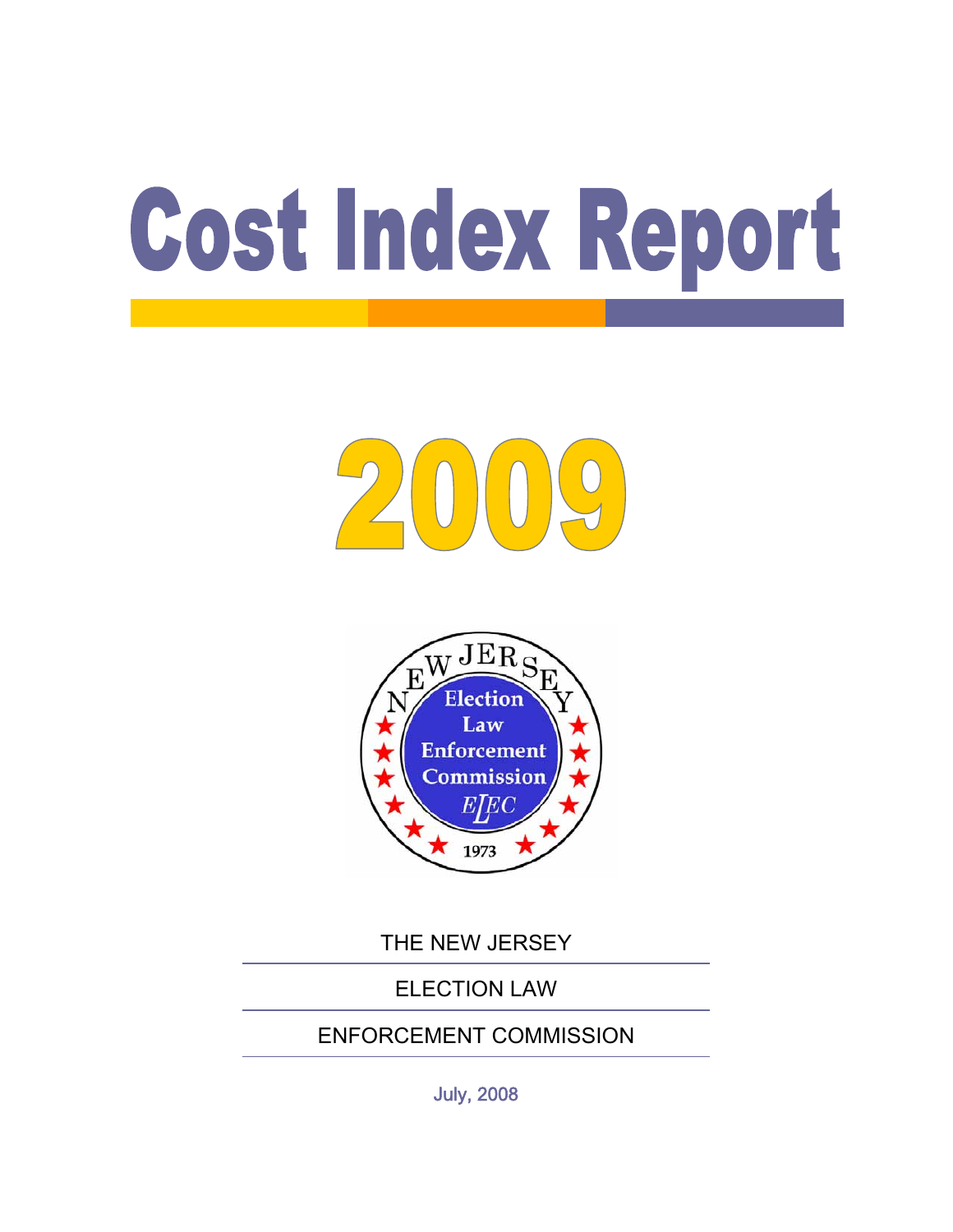# Cost Index Report

# 2009

THE NEW JERSEY

ELECTION LAW

ENFORCEMENT COMMISSION

July, 2008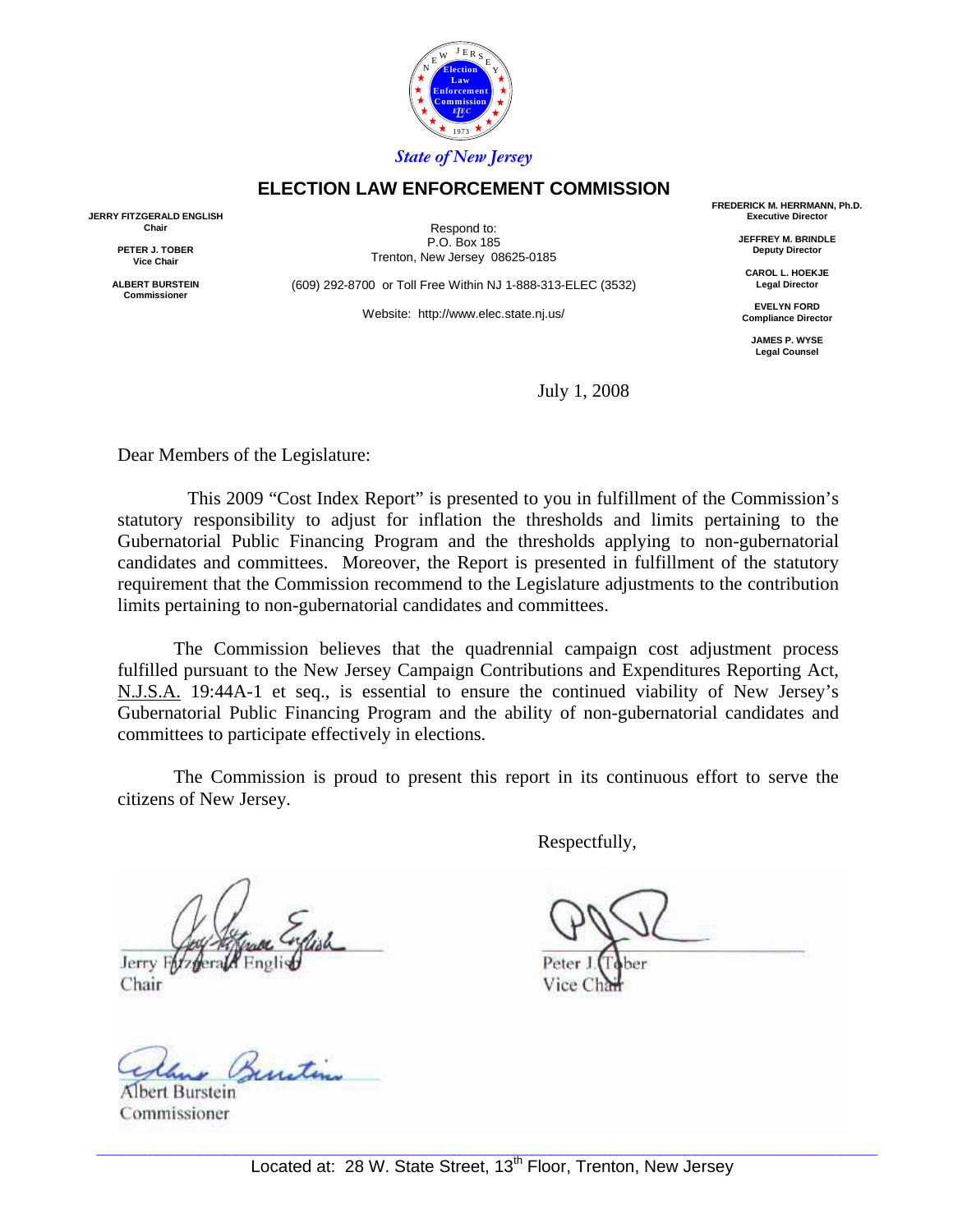State of New Jersey

# ELECTION LAW ENFORCEMENT COMMISSION

**JERRY FITZGERALD ENGLISH**
**Chair**

**PETER J. TOBER**
**Vice Chair**

**ALBERT BURSTEIN**
**Commissioner**

Respond to:
P.O. Box 185
Trenton, New Jersey 08625-0185

(609) 292-8700 or Toll Free Within NJ 1-888-313-ELEC (3532)

Website: http://www.elec.state.nj.us/

**FREDERICK M. HERRMANN, Ph.D.**
**Executive Director**

**JEFFREY M. BRINDLE**
**Deputy Director**

**CAROL L. HOEKJE**
**Legal Director**

**EVELYN FORD**
**Compliance Director**

**JAMES P. WYSE**
**Legal Counsel**

July 1, 2008

Dear Members of the Legislature:

This 2009 "Cost Index Report" is presented to you in fulfillment of the Commission's statutory responsibility to adjust for inflation the thresholds and limits pertaining to the Gubernatorial Public Financing Program and the thresholds applying to non-gubernatorial candidates and committees. Moreover, the Report is presented in fulfillment of the statutory requirement that the Commission recommend to the Legislature adjustments to the contribution limits pertaining to non-gubernatorial candidates and committees.

The Commission believes that the quadrennial campaign cost adjustment process fulfilled pursuant to the New Jersey Campaign Contributions and Expenditures Reporting Act, N.J.S.A. 19:44A-1 et seq., is essential to ensure the continued viability of New Jersey's Gubernatorial Public Financing Program and the ability of non-gubernatorial candidates and committees to participate effectively in elections.

The Commission is proud to present this report in its continuous effort to serve the citizens of New Jersey.

Respectfully,

Jerry Fitzgerald English
Chair

Peter J. Tober
Vice Chair

Albert Burstein
Commissioner

Located at: 28 W. State Street, 13th Floor, Trenton, New Jersey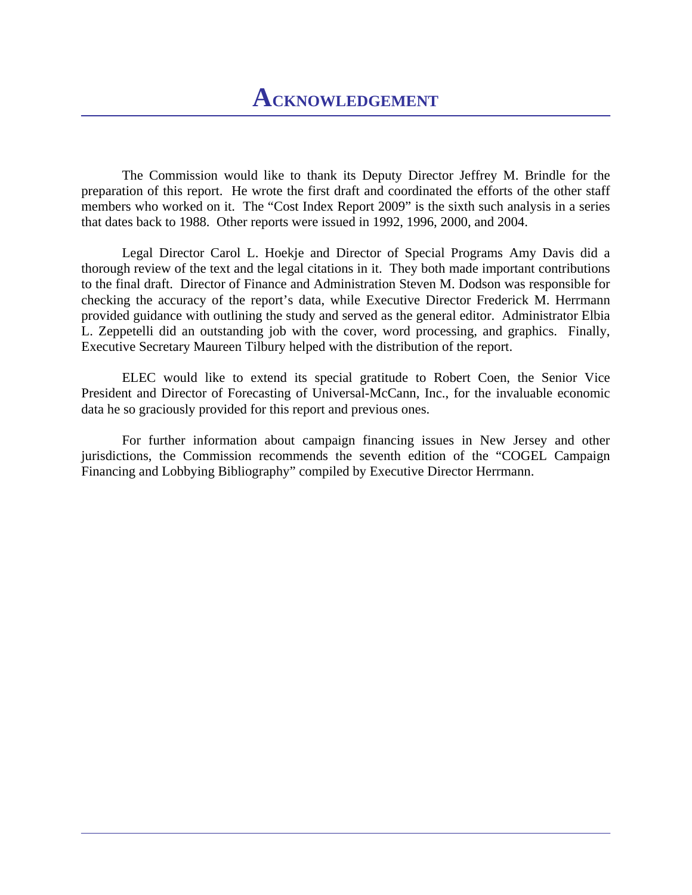# ACKNOWLEDGEMENT

The Commission would like to thank its Deputy Director Jeffrey M. Brindle for the preparation of this report. He wrote the first draft and coordinated the efforts of the other staff members who worked on it. The "Cost Index Report 2009" is the sixth such analysis in a series that dates back to 1988. Other reports were issued in 1992, 1996, 2000, and 2004.

Legal Director Carol L. Hoekje and Director of Special Programs Amy Davis did a thorough review of the text and the legal citations in it. They both made important contributions to the final draft. Director of Finance and Administration Steven M. Dodson was responsible for checking the accuracy of the report's data, while Executive Director Frederick M. Herrmann provided guidance with outlining the study and served as the general editor. Administrator Elbia L. Zeppetelli did an outstanding job with the cover, word processing, and graphics. Finally, Executive Secretary Maureen Tilbury helped with the distribution of the report.

ELEC would like to extend its special gratitude to Robert Coen, the Senior Vice President and Director of Forecasting of Universal-McCann, Inc., for the invaluable economic data he so graciously provided for this report and previous ones.

For further information about campaign financing issues in New Jersey and other jurisdictions, the Commission recommends the seventh edition of the "COGEL Campaign Financing and Lobbying Bibliography" compiled by Executive Director Herrmann.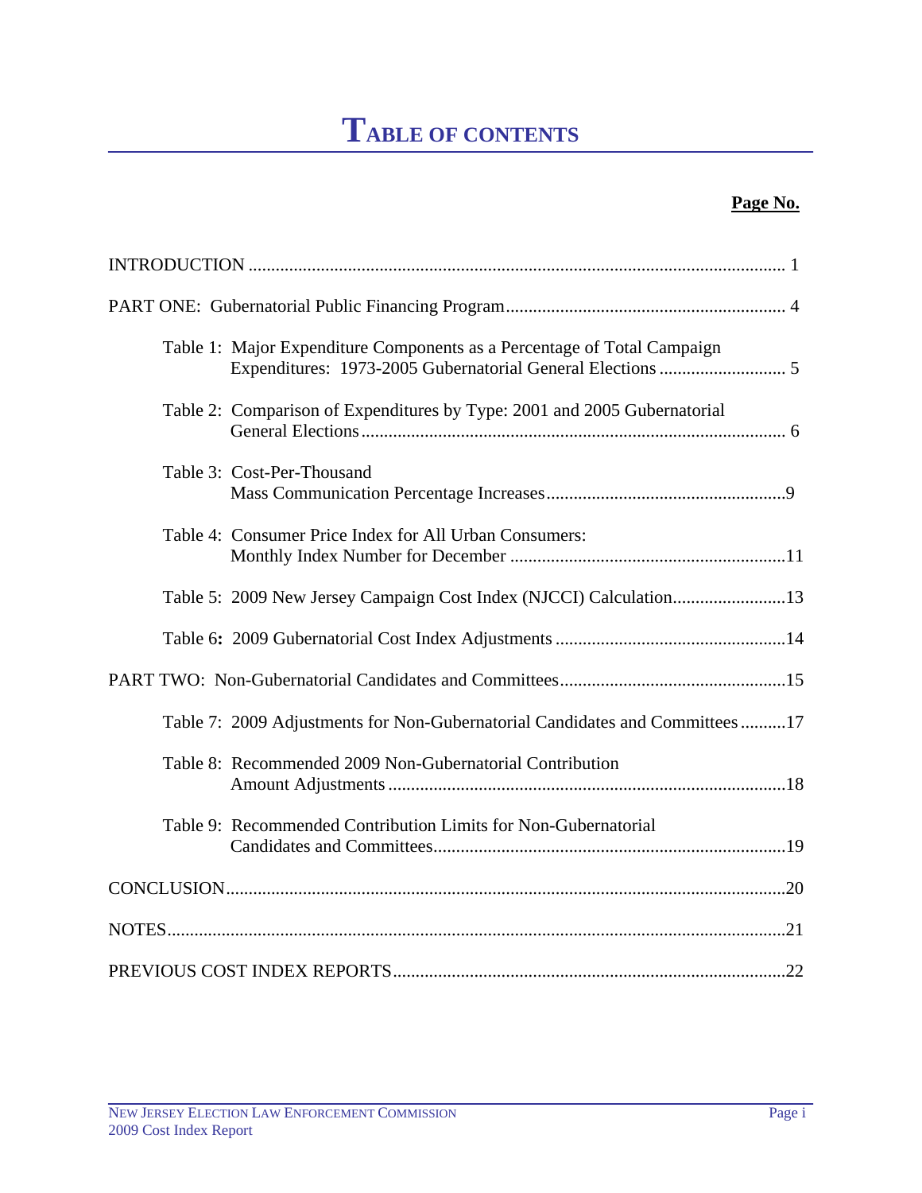# TABLE OF CONTENTS

| | Page No. |
|---|---|
| INTRODUCTION | 1 |
| PART ONE: Gubernatorial Public Financing Program | 4 |
| Table 1: Major Expenditure Components as a Percentage of Total Campaign Expenditures: 1973-2005 Gubernatorial General Elections | 5 |
| Table 2: Comparison of Expenditures by Type: 2001 and 2005 Gubernatorial General Elections | 6 |
| Table 3: Cost-Per-Thousand Mass Communication Percentage Increases | 9 |
| Table 4: Consumer Price Index for All Urban Consumers: Monthly Index Number for December | 11 |
| Table 5: 2009 New Jersey Campaign Cost Index (NJCCI) Calculation | 13 |
| Table 6: 2009 Gubernatorial Cost Index Adjustments | 14 |
| PART TWO: Non-Gubernatorial Candidates and Committees | 15 |
| Table 7: 2009 Adjustments for Non-Gubernatorial Candidates and Committees | 17 |
| Table 8: Recommended 2009 Non-Gubernatorial Contribution Amount Adjustments | 18 |
| Table 9: Recommended Contribution Limits for Non-Gubernatorial Candidates and Committees | 19 |
| CONCLUSION | 20 |
| NOTES | 21 |
| PREVIOUS COST INDEX REPORTS | 22 |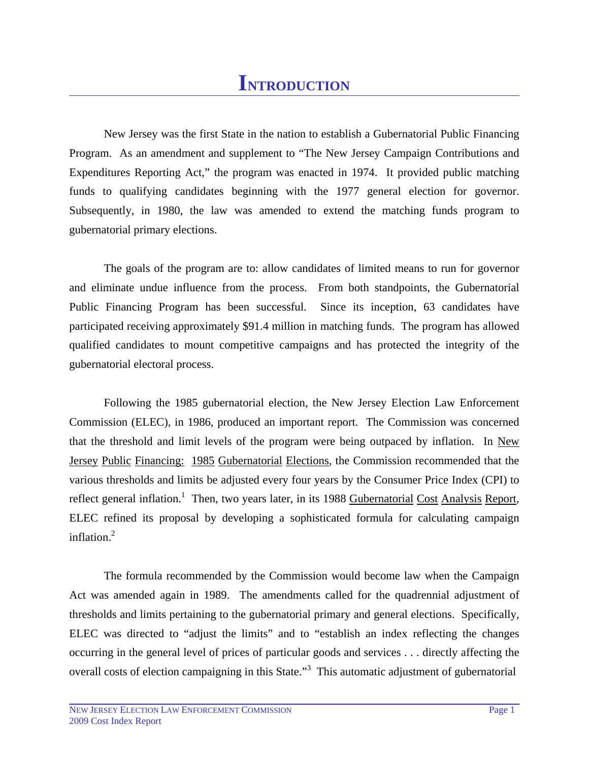# Introduction

New Jersey was the first State in the nation to establish a Gubernatorial Public Financing Program. As an amendment and supplement to "The New Jersey Campaign Contributions and Expenditures Reporting Act," the program was enacted in 1974. It provided public matching funds to qualifying candidates beginning with the 1977 general election for governor. Subsequently, in 1980, the law was amended to extend the matching funds program to gubernatorial primary elections.

The goals of the program are to: allow candidates of limited means to run for governor and eliminate undue influence from the process. From both standpoints, the Gubernatorial Public Financing Program has been successful. Since its inception, 63 candidates have participated receiving approximately $91.4 million in matching funds. The program has allowed qualified candidates to mount competitive campaigns and has protected the integrity of the gubernatorial electoral process.

Following the 1985 gubernatorial election, the New Jersey Election Law Enforcement Commission (ELEC), in 1986, produced an important report. The Commission was concerned that the threshold and limit levels of the program were being outpaced by inflation. In New Jersey Public Financing: 1985 Gubernatorial Elections, the Commission recommended that the various thresholds and limits be adjusted every four years by the Consumer Price Index (CPI) to reflect general inflation.[1] Then, two years later, in its 1988 Gubernatorial Cost Analysis Report, ELEC refined its proposal by developing a sophisticated formula for calculating campaign inflation.[2]

The formula recommended by the Commission would become law when the Campaign Act was amended again in 1989. The amendments called for the quadrennial adjustment of thresholds and limits pertaining to the gubernatorial primary and general elections. Specifically, ELEC was directed to "adjust the limits" and to "establish an index reflecting the changes occurring in the general level of prices of particular goods and services . . . directly affecting the overall costs of election campaigning in this State."[3] This automatic adjustment of gubernatorial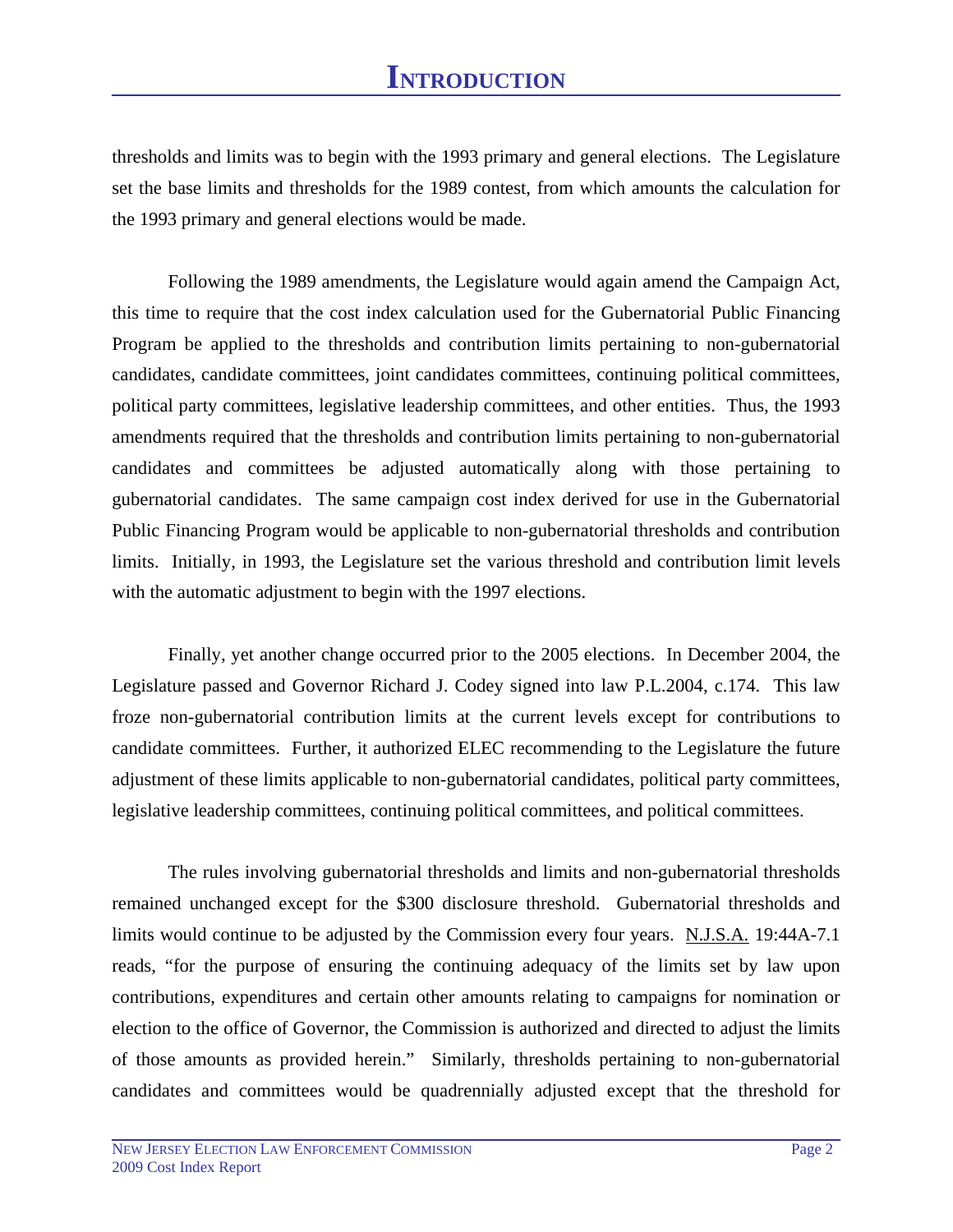# Introduction

thresholds and limits was to begin with the 1993 primary and general elections. The Legislature set the base limits and thresholds for the 1989 contest, from which amounts the calculation for the 1993 primary and general elections would be made.

Following the 1989 amendments, the Legislature would again amend the Campaign Act, this time to require that the cost index calculation used for the Gubernatorial Public Financing Program be applied to the thresholds and contribution limits pertaining to non-gubernatorial candidates, candidate committees, joint candidates committees, continuing political committees, political party committees, legislative leadership committees, and other entities. Thus, the 1993 amendments required that the thresholds and contribution limits pertaining to non-gubernatorial candidates and committees be adjusted automatically along with those pertaining to gubernatorial candidates. The same campaign cost index derived for use in the Gubernatorial Public Financing Program would be applicable to non-gubernatorial thresholds and contribution limits. Initially, in 1993, the Legislature set the various threshold and contribution limit levels with the automatic adjustment to begin with the 1997 elections.

Finally, yet another change occurred prior to the 2005 elections. In December 2004, the Legislature passed and Governor Richard J. Codey signed into law P.L.2004, c.174. This law froze non-gubernatorial contribution limits at the current levels except for contributions to candidate committees. Further, it authorized ELEC recommending to the Legislature the future adjustment of these limits applicable to non-gubernatorial candidates, political party committees, legislative leadership committees, continuing political committees, and political committees.

The rules involving gubernatorial thresholds and limits and non-gubernatorial thresholds remained unchanged except for the $300 disclosure threshold. Gubernatorial thresholds and limits would continue to be adjusted by the Commission every four years. N.J.S.A. 19:44A-7.1 reads, "for the purpose of ensuring the continuing adequacy of the limits set by law upon contributions, expenditures and certain other amounts relating to campaigns for nomination or election to the office of Governor, the Commission is authorized and directed to adjust the limits of those amounts as provided herein." Similarly, thresholds pertaining to non-gubernatorial candidates and committees would be quadrennially adjusted except that the threshold for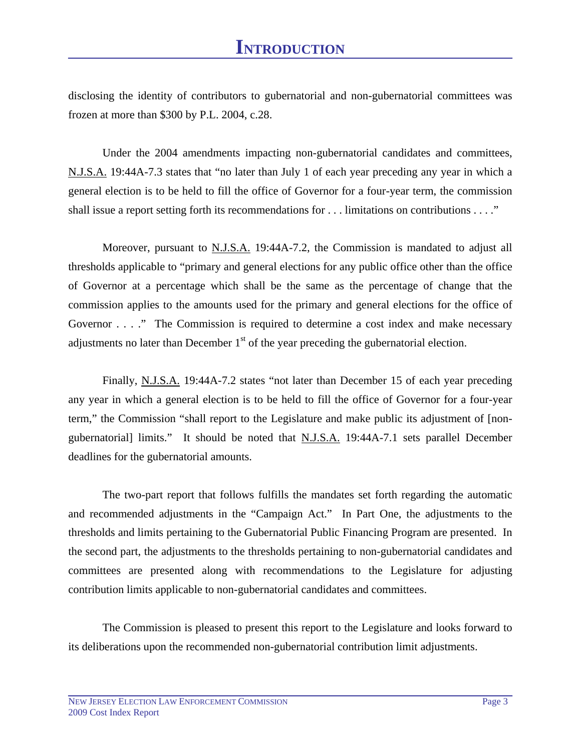# INTRODUCTION

disclosing the identity of contributors to gubernatorial and non-gubernatorial committees was frozen at more than $300 by P.L. 2004, c.28.

Under the 2004 amendments impacting non-gubernatorial candidates and committees, N.J.S.A. 19:44A-7.3 states that "no later than July 1 of each year preceding any year in which a general election is to be held to fill the office of Governor for a four-year term, the commission shall issue a report setting forth its recommendations for . . . limitations on contributions . . . ."

Moreover, pursuant to N.J.S.A. 19:44A-7.2, the Commission is mandated to adjust all thresholds applicable to "primary and general elections for any public office other than the office of Governor at a percentage which shall be the same as the percentage of change that the commission applies to the amounts used for the primary and general elections for the office of Governor . . . ." The Commission is required to determine a cost index and make necessary adjustments no later than December 1st of the year preceding the gubernatorial election.

Finally, N.J.S.A. 19:44A-7.2 states "not later than December 15 of each year preceding any year in which a general election is to be held to fill the office of Governor for a four-year term," the Commission "shall report to the Legislature and make public its adjustment of [non-gubernatorial] limits." It should be noted that N.J.S.A. 19:44A-7.1 sets parallel December deadlines for the gubernatorial amounts.

The two-part report that follows fulfills the mandates set forth regarding the automatic and recommended adjustments in the "Campaign Act." In Part One, the adjustments to the thresholds and limits pertaining to the Gubernatorial Public Financing Program are presented. In the second part, the adjustments to the thresholds pertaining to non-gubernatorial candidates and committees are presented along with recommendations to the Legislature for adjusting contribution limits applicable to non-gubernatorial candidates and committees.

The Commission is pleased to present this report to the Legislature and looks forward to its deliberations upon the recommended non-gubernatorial contribution limit adjustments.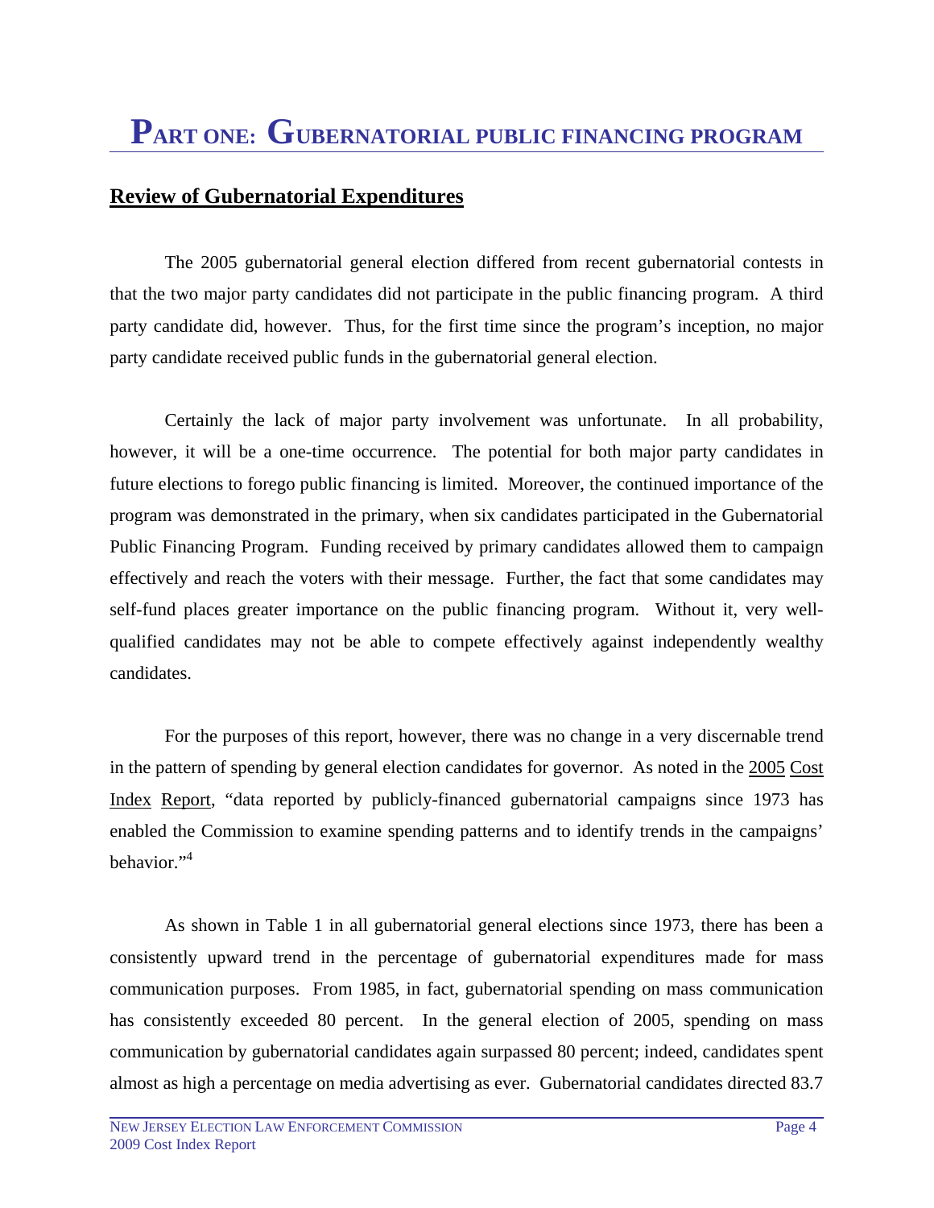# PART ONE: GUBERNATORIAL PUBLIC FINANCING PROGRAM

## Review of Gubernatorial Expenditures

The 2005 gubernatorial general election differed from recent gubernatorial contests in that the two major party candidates did not participate in the public financing program. A third party candidate did, however. Thus, for the first time since the program's inception, no major party candidate received public funds in the gubernatorial general election.

Certainly the lack of major party involvement was unfortunate. In all probability, however, it will be a one-time occurrence. The potential for both major party candidates in future elections to forego public financing is limited. Moreover, the continued importance of the program was demonstrated in the primary, when six candidates participated in the Gubernatorial Public Financing Program. Funding received by primary candidates allowed them to campaign effectively and reach the voters with their message. Further, the fact that some candidates may self-fund places greater importance on the public financing program. Without it, very well-qualified candidates may not be able to compete effectively against independently wealthy candidates.

For the purposes of this report, however, there was no change in a very discernable trend in the pattern of spending by general election candidates for governor. As noted in the 2005 Cost Index Report, "data reported by publicly-financed gubernatorial campaigns since 1973 has enabled the Commission to examine spending patterns and to identify trends in the campaigns' behavior."[4]

As shown in Table 1 in all gubernatorial general elections since 1973, there has been a consistently upward trend in the percentage of gubernatorial expenditures made for mass communication purposes. From 1985, in fact, gubernatorial spending on mass communication has consistently exceeded 80 percent. In the general election of 2005, spending on mass communication by gubernatorial candidates again surpassed 80 percent; indeed, candidates spent almost as high a percentage on media advertising as ever. Gubernatorial candidates directed 83.7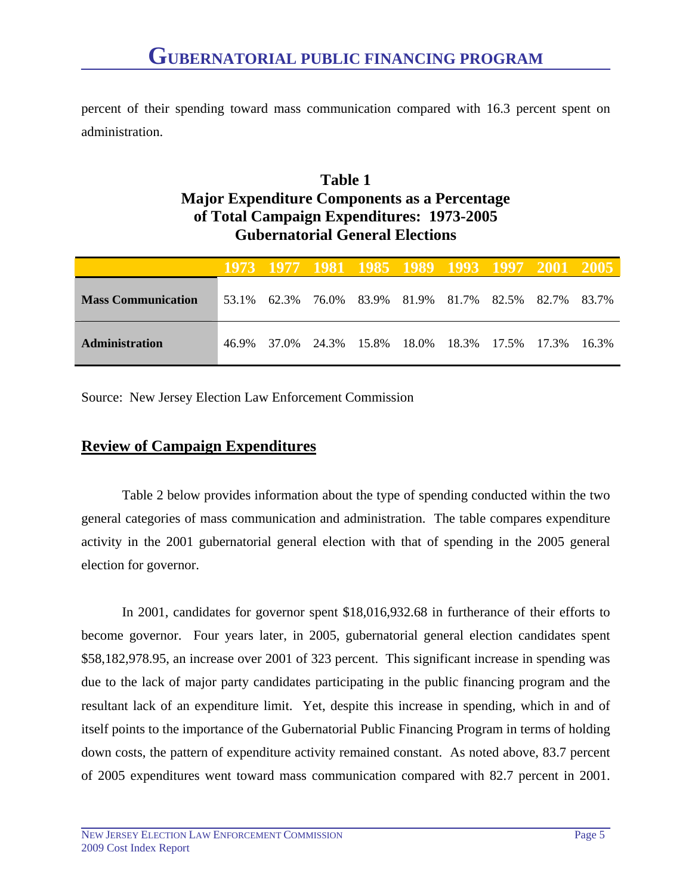percent of their spending toward mass communication compared with 16.3 percent spent on administration.

**Table 1**
**Major Expenditure Components as a Percentage of Total Campaign Expenditures: 1973-2005 Gubernatorial General Elections**

| | 1973 | 1977 | 1981 | 1985 | 1989 | 1993 | 1997 | 2001 | 2005 |
|---|---|---|---|---|---|---|---|---|---|
| **Mass Communication** | 53.1% | 62.3% | 76.0% | 83.9% | 81.9% | 81.7% | 82.5% | 82.7% | 83.7% |
| **Administration** | 46.9% | 37.0% | 24.3% | 15.8% | 18.0% | 18.3% | 17.5% | 17.3% | 16.3% |

Source: New Jersey Election Law Enforcement Commission

## Review of Campaign Expenditures

Table 2 below provides information about the type of spending conducted within the two general categories of mass communication and administration. The table compares expenditure activity in the 2001 gubernatorial general election with that of spending in the 2005 general election for governor.

In 2001, candidates for governor spent $18,016,932.68 in furtherance of their efforts to become governor. Four years later, in 2005, gubernatorial general election candidates spent $58,182,978.95, an increase over 2001 of 323 percent. This significant increase in spending was due to the lack of major party candidates participating in the public financing program and the resultant lack of an expenditure limit. Yet, despite this increase in spending, which in and of itself points to the importance of the Gubernatorial Public Financing Program in terms of holding down costs, the pattern of expenditure activity remained constant. As noted above, 83.7 percent of 2005 expenditures went toward mass communication compared with 82.7 percent in 2001.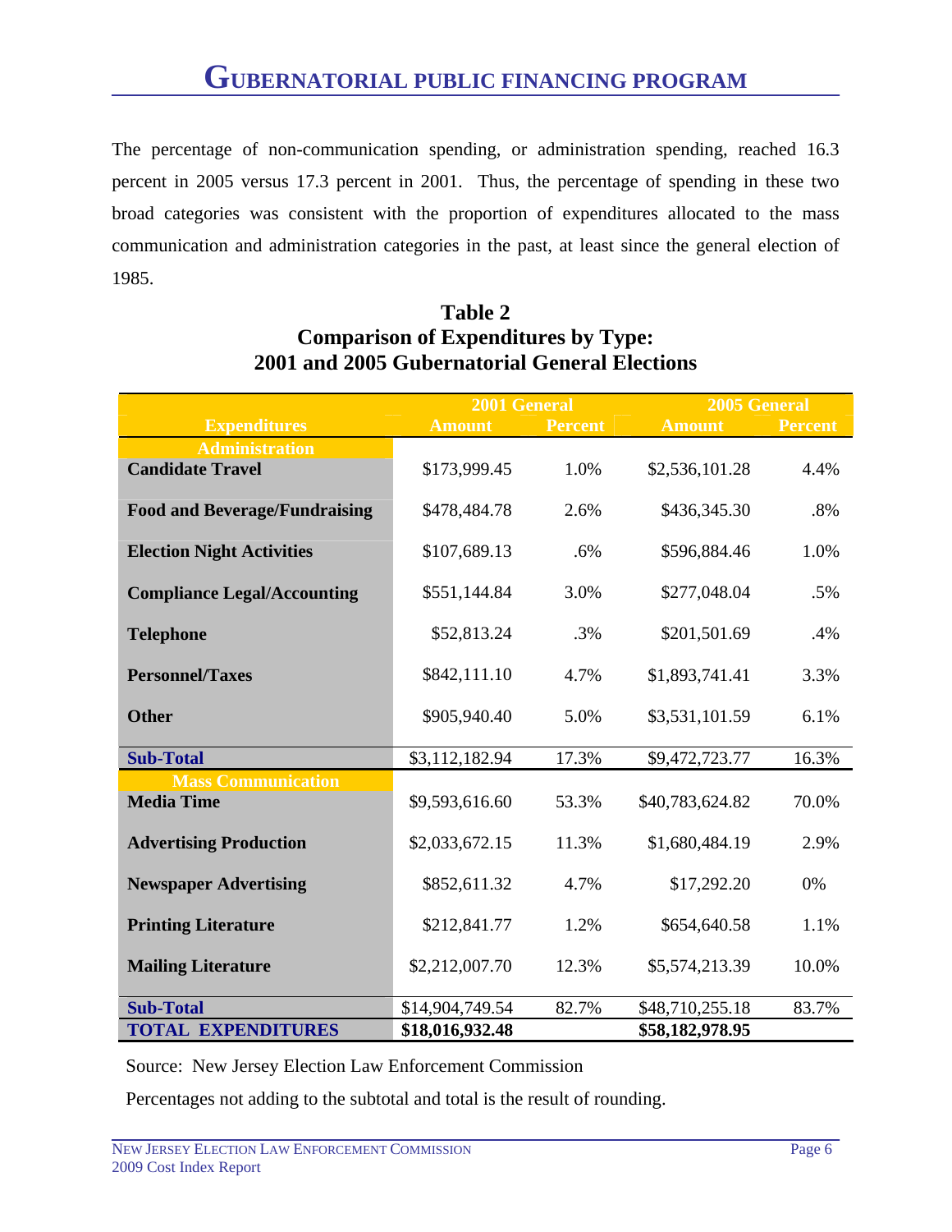# GUBERNATORIAL PUBLIC FINANCING PROGRAM

The percentage of non-communication spending, or administration spending, reached 16.3 percent in 2005 versus 17.3 percent in 2001. Thus, the percentage of spending in these two broad categories was consistent with the proportion of expenditures allocated to the mass communication and administration categories in the past, at least since the general election of 1985.

**Table 2**
**Comparison of Expenditures by Type:**
**2001 and 2005 Gubernatorial General Elections**

| Expenditures | 2001 General Amount | 2001 General Percent | 2005 General Amount | 2005 General Percent |
|---|---|---|---|---|
| **Administration** | | | | |
| **Candidate Travel** | $173,999.45 | 1.0% | $2,536,101.28 | 4.4% |
| **Food and Beverage/Fundraising** | $478,484.78 | 2.6% | $436,345.30 | .8% |
| **Election Night Activities** | $107,689.13 | .6% | $596,884.46 | 1.0% |
| **Compliance Legal/Accounting** | $551,144.84 | 3.0% | $277,048.04 | .5% |
| **Telephone** | $52,813.24 | .3% | $201,501.69 | .4% |
| **Personnel/Taxes** | $842,111.10 | 4.7% | $1,893,741.41 | 3.3% |
| **Other** | $905,940.40 | 5.0% | $3,531,101.59 | 6.1% |
| **Sub-Total** | $3,112,182.94 | 17.3% | $9,472,723.77 | 16.3% |
| **Mass Communication** | | | | |
| **Media Time** | $9,593,616.60 | 53.3% | $40,783,624.82 | 70.0% |
| **Advertising Production** | $2,033,672.15 | 11.3% | $1,680,484.19 | 2.9% |
| **Newspaper Advertising** | $852,611.32 | 4.7% | $17,292.20 | 0% |
| **Printing Literature** | $212,841.77 | 1.2% | $654,640.58 | 1.1% |
| **Mailing Literature** | $2,212,007.70 | 12.3% | $5,574,213.39 | 10.0% |
| **Sub-Total** | $14,904,749.54 | 82.7% | $48,710,255.18 | 83.7% |
| **TOTAL EXPENDITURES** | **$18,016,932.48** | | **$58,182,978.95** | |

Source: New Jersey Election Law Enforcement Commission

Percentages not adding to the subtotal and total is the result of rounding.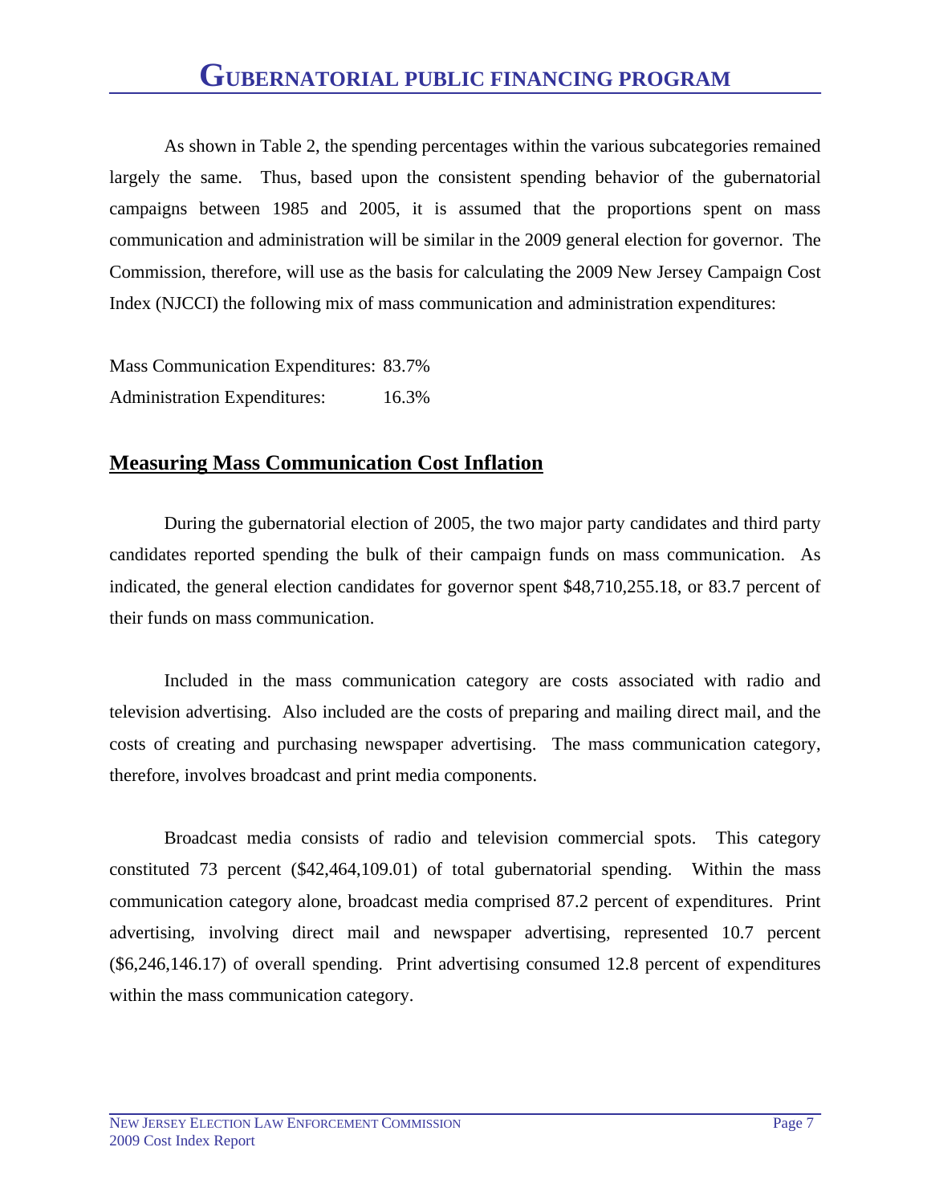As shown in Table 2, the spending percentages within the various subcategories remained largely the same. Thus, based upon the consistent spending behavior of the gubernatorial campaigns between 1985 and 2005, it is assumed that the proportions spent on mass communication and administration will be similar in the 2009 general election for governor. The Commission, therefore, will use as the basis for calculating the 2009 New Jersey Campaign Cost Index (NJCCI) the following mix of mass communication and administration expenditures:

Mass Communication Expenditures: 83.7%
Administration Expenditures: 16.3%

## Measuring Mass Communication Cost Inflation

During the gubernatorial election of 2005, the two major party candidates and third party candidates reported spending the bulk of their campaign funds on mass communication. As indicated, the general election candidates for governor spent $48,710,255.18, or 83.7 percent of their funds on mass communication.

Included in the mass communication category are costs associated with radio and television advertising. Also included are the costs of preparing and mailing direct mail, and the costs of creating and purchasing newspaper advertising. The mass communication category, therefore, involves broadcast and print media components.

Broadcast media consists of radio and television commercial spots. This category constituted 73 percent ($42,464,109.01) of total gubernatorial spending. Within the mass communication category alone, broadcast media comprised 87.2 percent of expenditures. Print advertising, involving direct mail and newspaper advertising, represented 10.7 percent ($6,246,146.17) of overall spending. Print advertising consumed 12.8 percent of expenditures within the mass communication category.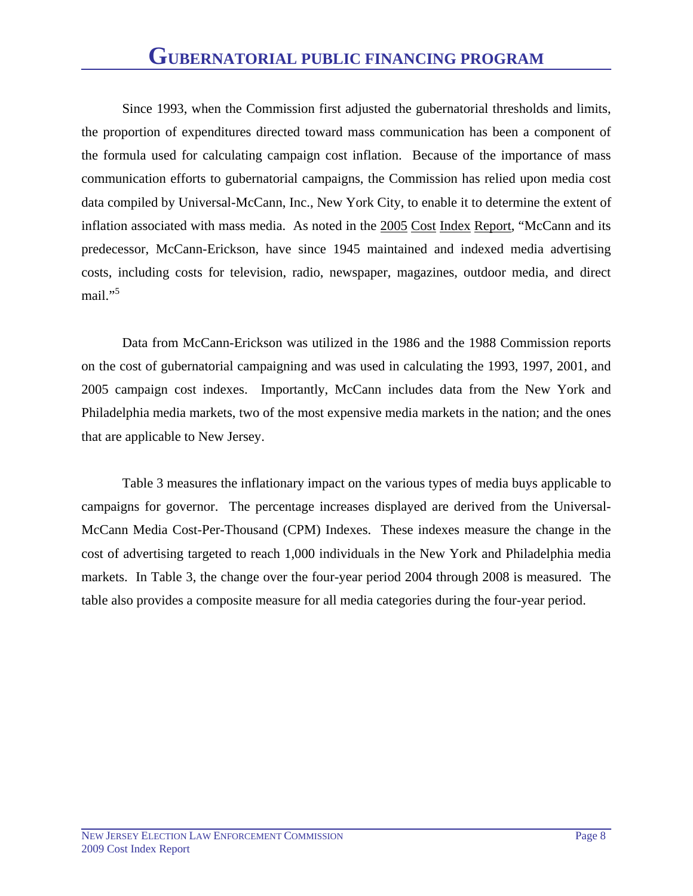# GUBERNATORIAL PUBLIC FINANCING PROGRAM

Since 1993, when the Commission first adjusted the gubernatorial thresholds and limits, the proportion of expenditures directed toward mass communication has been a component of the formula used for calculating campaign cost inflation. Because of the importance of mass communication efforts to gubernatorial campaigns, the Commission has relied upon media cost data compiled by Universal-McCann, Inc., New York City, to enable it to determine the extent of inflation associated with mass media. As noted in the 2005 Cost Index Report, "McCann and its predecessor, McCann-Erickson, have since 1945 maintained and indexed media advertising costs, including costs for television, radio, newspaper, magazines, outdoor media, and direct mail."[5]

Data from McCann-Erickson was utilized in the 1986 and the 1988 Commission reports on the cost of gubernatorial campaigning and was used in calculating the 1993, 1997, 2001, and 2005 campaign cost indexes. Importantly, McCann includes data from the New York and Philadelphia media markets, two of the most expensive media markets in the nation; and the ones that are applicable to New Jersey.

Table 3 measures the inflationary impact on the various types of media buys applicable to campaigns for governor. The percentage increases displayed are derived from the Universal-McCann Media Cost-Per-Thousand (CPM) Indexes. These indexes measure the change in the cost of advertising targeted to reach 1,000 individuals in the New York and Philadelphia media markets. In Table 3, the change over the four-year period 2004 through 2008 is measured. The table also provides a composite measure for all media categories during the four-year period.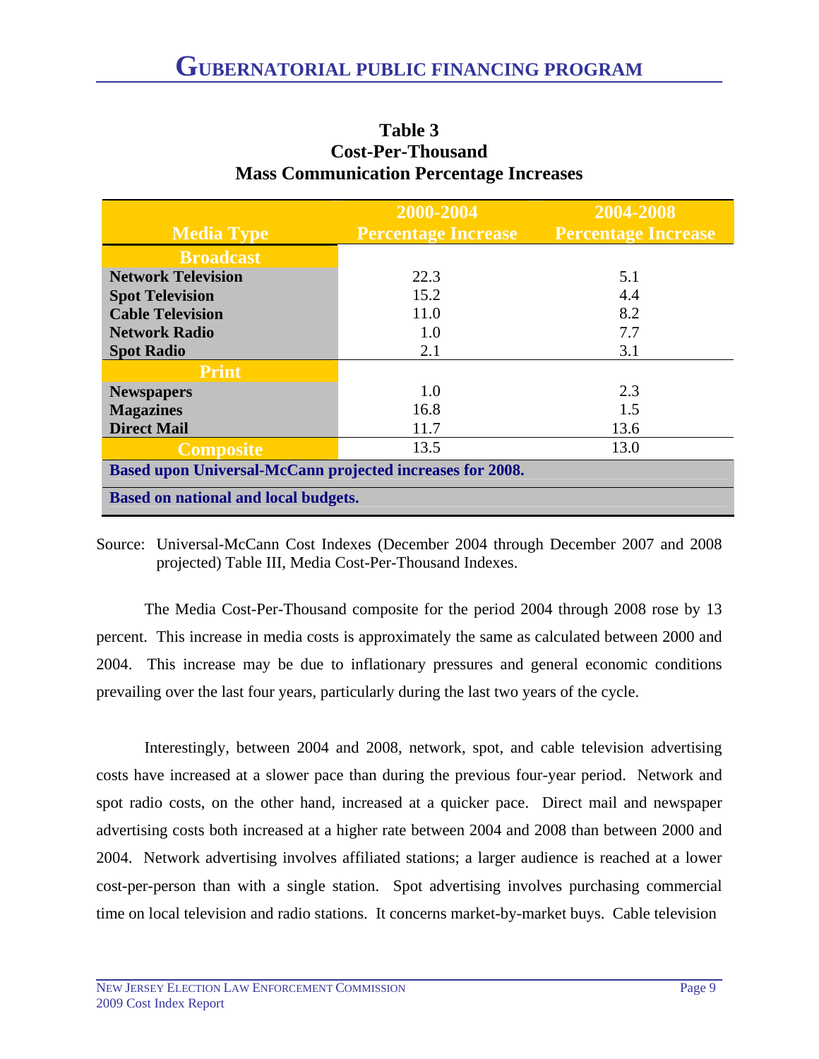**Table 3**
**Cost-Per-Thousand**
**Mass Communication Percentage Increases**

| Media Type | 2000-2004 Percentage Increase | 2004-2008 Percentage Increase |
|---|---|---|
| **Broadcast** | | |
| **Network Television** | 22.3 | 5.1 |
| **Spot Television** | 15.2 | 4.4 |
| **Cable Television** | 11.0 | 8.2 |
| **Network Radio** | 1.0 | 7.7 |
| **Spot Radio** | 2.1 | 3.1 |
| **Print** | | |
| **Newspapers** | 1.0 | 2.3 |
| **Magazines** | 16.8 | 1.5 |
| **Direct Mail** | 11.7 | 13.6 |
| **Composite** | 13.5 | 13.0 |
| **Based upon Universal-McCann projected increases for 2008.** | | |
| **Based on national and local budgets.** | | |

Source: Universal-McCann Cost Indexes (December 2004 through December 2007 and 2008 projected) Table III, Media Cost-Per-Thousand Indexes.

The Media Cost-Per-Thousand composite for the period 2004 through 2008 rose by 13 percent. This increase in media costs is approximately the same as calculated between 2000 and 2004. This increase may be due to inflationary pressures and general economic conditions prevailing over the last four years, particularly during the last two years of the cycle.

Interestingly, between 2004 and 2008, network, spot, and cable television advertising costs have increased at a slower pace than during the previous four-year period. Network and spot radio costs, on the other hand, increased at a quicker pace. Direct mail and newspaper advertising costs both increased at a higher rate between 2004 and 2008 than between 2000 and 2004. Network advertising involves affiliated stations; a larger audience is reached at a lower cost-per-person than with a single station. Spot advertising involves purchasing commercial time on local television and radio stations. It concerns market-by-market buys. Cable television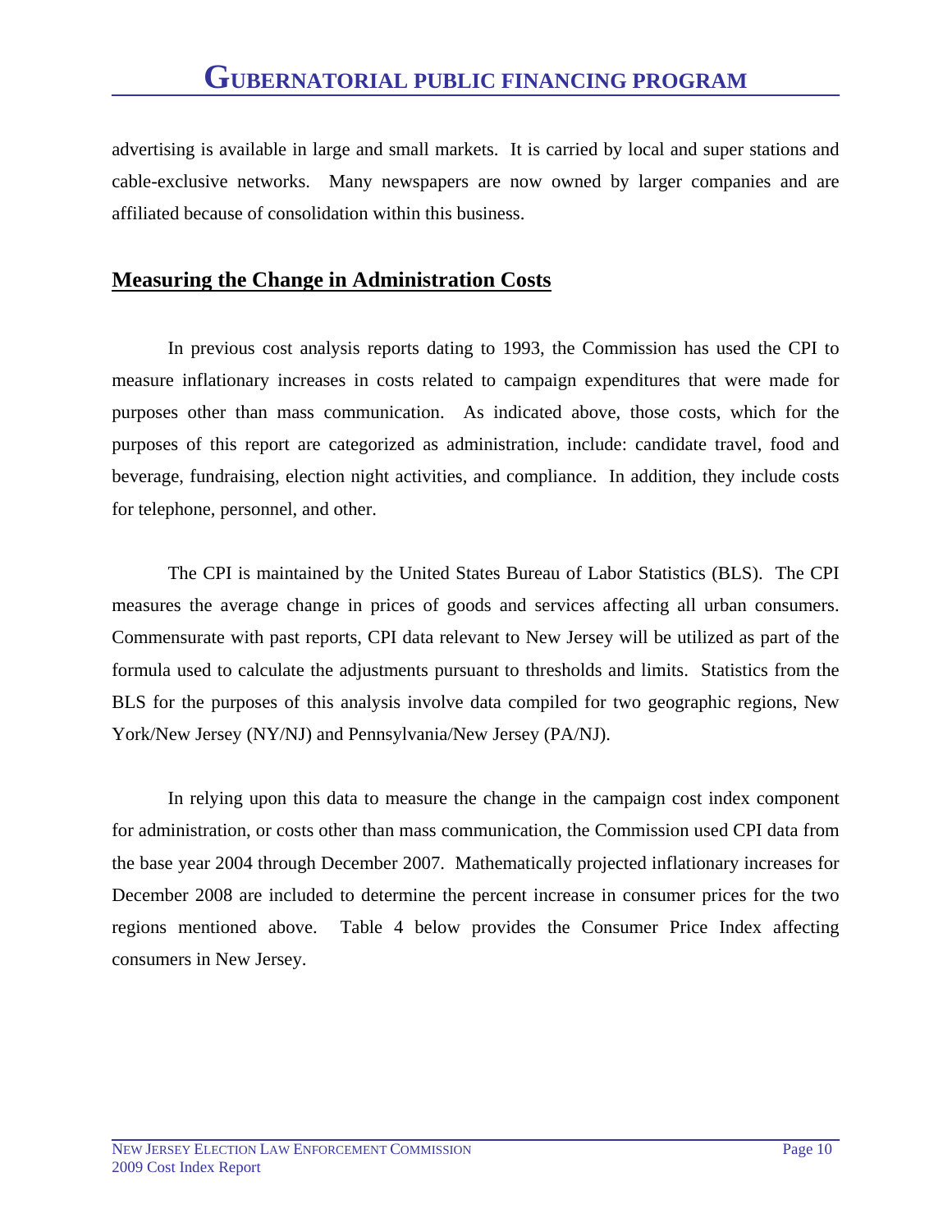advertising is available in large and small markets. It is carried by local and super stations and cable-exclusive networks. Many newspapers are now owned by larger companies and are affiliated because of consolidation within this business.

## Measuring the Change in Administration Costs

In previous cost analysis reports dating to 1993, the Commission has used the CPI to measure inflationary increases in costs related to campaign expenditures that were made for purposes other than mass communication. As indicated above, those costs, which for the purposes of this report are categorized as administration, include: candidate travel, food and beverage, fundraising, election night activities, and compliance. In addition, they include costs for telephone, personnel, and other.

The CPI is maintained by the United States Bureau of Labor Statistics (BLS). The CPI measures the average change in prices of goods and services affecting all urban consumers. Commensurate with past reports, CPI data relevant to New Jersey will be utilized as part of the formula used to calculate the adjustments pursuant to thresholds and limits. Statistics from the BLS for the purposes of this analysis involve data compiled for two geographic regions, New York/New Jersey (NY/NJ) and Pennsylvania/New Jersey (PA/NJ).

In relying upon this data to measure the change in the campaign cost index component for administration, or costs other than mass communication, the Commission used CPI data from the base year 2004 through December 2007. Mathematically projected inflationary increases for December 2008 are included to determine the percent increase in consumer prices for the two regions mentioned above. Table 4 below provides the Consumer Price Index affecting consumers in New Jersey.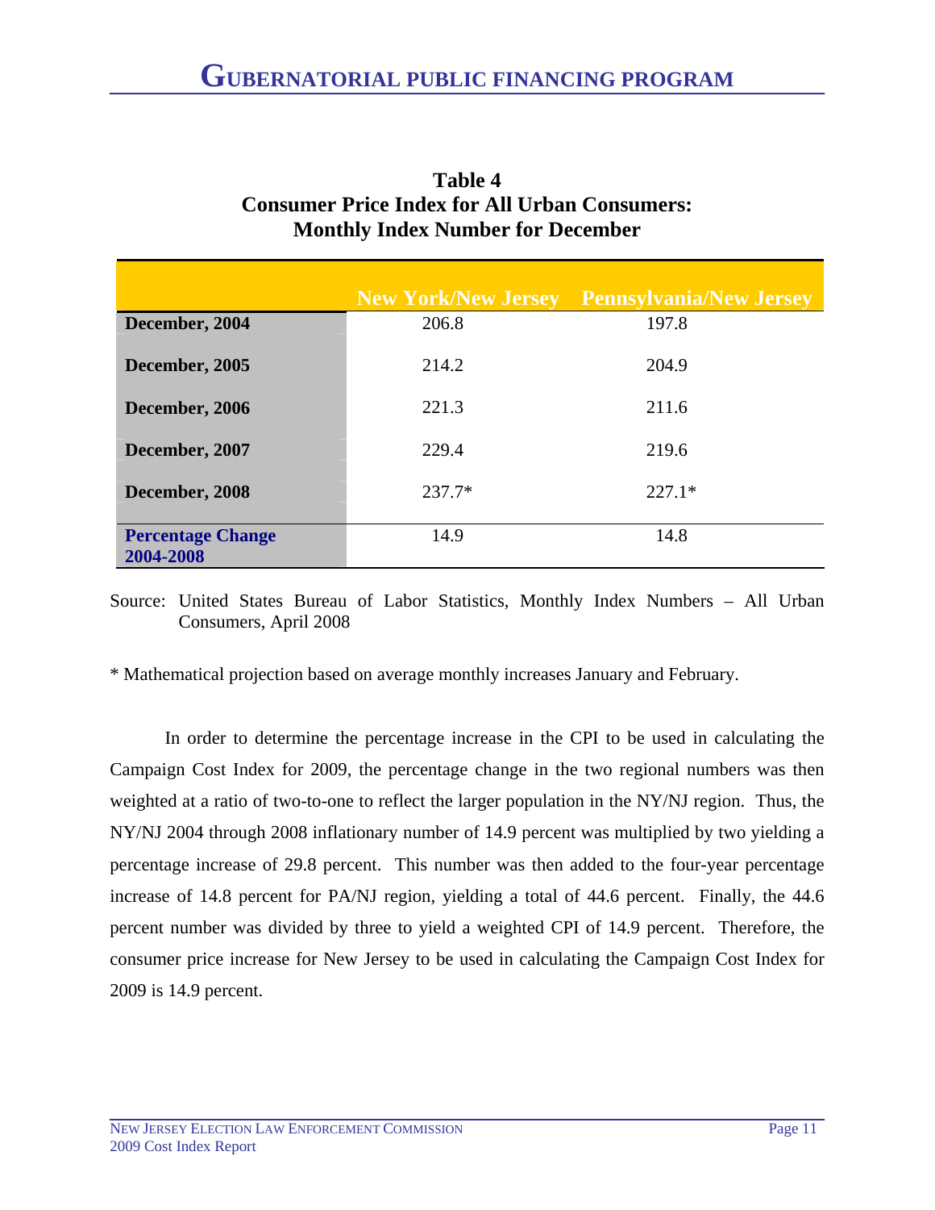**Table 4**
**Consumer Price Index for All Urban Consumers:**
**Monthly Index Number for December**

| | New York/New Jersey | Pennsylvania/New Jersey |
|---|---|---|
| **December, 2004** | 206.8 | 197.8 |
| **December, 2005** | 214.2 | 204.9 |
| **December, 2006** | 221.3 | 211.6 |
| **December, 2007** | 229.4 | 219.6 |
| **December, 2008** | 237.7* | 227.1* |
| **Percentage Change 2004-2008** | 14.9 | 14.8 |

Source: United States Bureau of Labor Statistics, Monthly Index Numbers – All Urban Consumers, April 2008

* Mathematical projection based on average monthly increases January and February.

In order to determine the percentage increase in the CPI to be used in calculating the Campaign Cost Index for 2009, the percentage change in the two regional numbers was then weighted at a ratio of two-to-one to reflect the larger population in the NY/NJ region. Thus, the NY/NJ 2004 through 2008 inflationary number of 14.9 percent was multiplied by two yielding a percentage increase of 29.8 percent. This number was then added to the four-year percentage increase of 14.8 percent for PA/NJ region, yielding a total of 44.6 percent. Finally, the 44.6 percent number was divided by three to yield a weighted CPI of 14.9 percent. Therefore, the consumer price increase for New Jersey to be used in calculating the Campaign Cost Index for 2009 is 14.9 percent.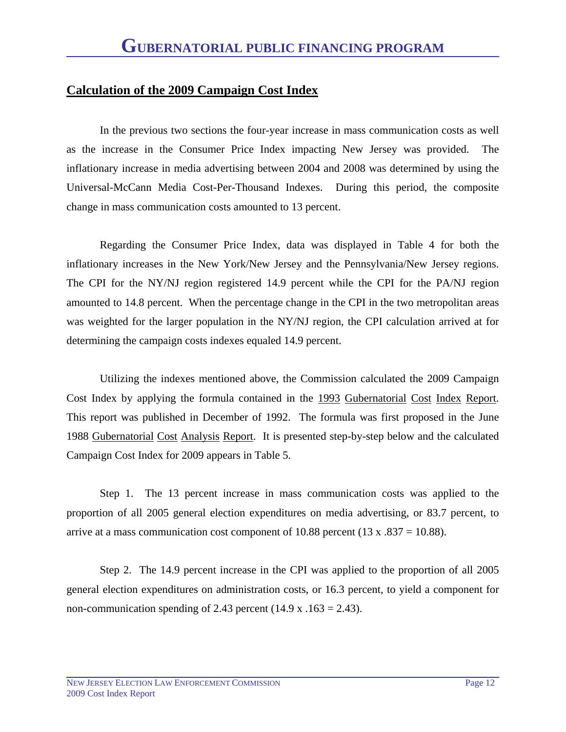## Calculation of the 2009 Campaign Cost Index

In the previous two sections the four-year increase in mass communication costs as well as the increase in the Consumer Price Index impacting New Jersey was provided. The inflationary increase in media advertising between 2004 and 2008 was determined by using the Universal-McCann Media Cost-Per-Thousand Indexes. During this period, the composite change in mass communication costs amounted to 13 percent.

Regarding the Consumer Price Index, data was displayed in Table 4 for both the inflationary increases in the New York/New Jersey and the Pennsylvania/New Jersey regions. The CPI for the NY/NJ region registered 14.9 percent while the CPI for the PA/NJ region amounted to 14.8 percent. When the percentage change in the CPI in the two metropolitan areas was weighted for the larger population in the NY/NJ region, the CPI calculation arrived at for determining the campaign costs indexes equaled 14.9 percent.

Utilizing the indexes mentioned above, the Commission calculated the 2009 Campaign Cost Index by applying the formula contained in the 1993 Gubernatorial Cost Index Report. This report was published in December of 1992. The formula was first proposed in the June 1988 Gubernatorial Cost Analysis Report. It is presented step-by-step below and the calculated Campaign Cost Index for 2009 appears in Table 5.

Step 1. The 13 percent increase in mass communication costs was applied to the proportion of all 2005 general election expenditures on media advertising, or 83.7 percent, to arrive at a mass communication cost component of 10.88 percent (13 x .837 = 10.88).

Step 2. The 14.9 percent increase in the CPI was applied to the proportion of all 2005 general election expenditures on administration costs, or 16.3 percent, to yield a component for non-communication spending of 2.43 percent (14.9 x .163 = 2.43).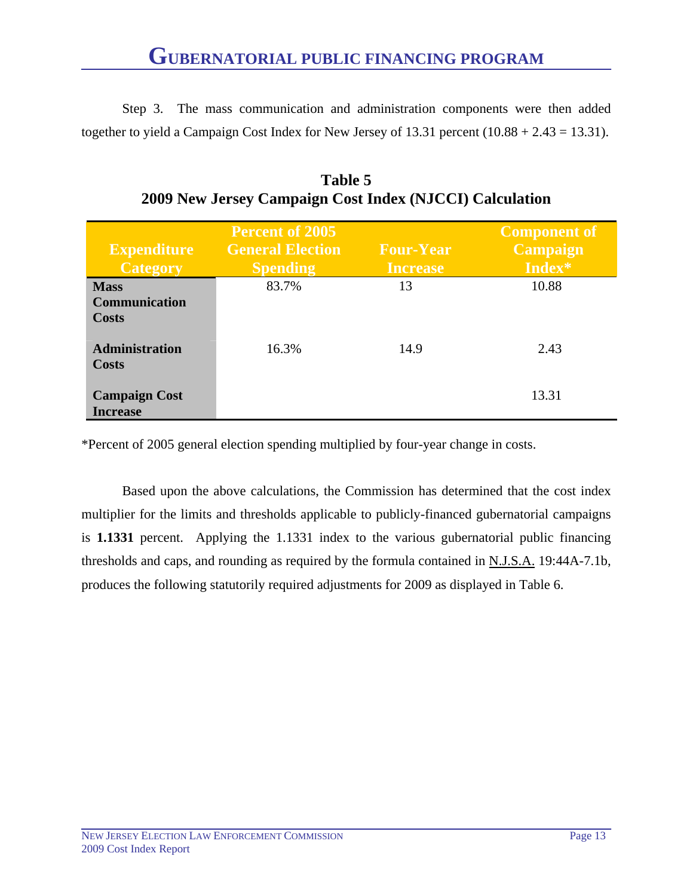Step 3. The mass communication and administration components were then added together to yield a Campaign Cost Index for New Jersey of 13.31 percent (10.88 + 2.43 = 13.31).

**Table 5**
**2009 New Jersey Campaign Cost Index (NJCCI) Calculation**

| Expenditure Category | Percent of 2005 General Election Spending | Four-Year Increase | Component of Campaign Index* |
|---|---|---|---|
| **Mass Communication Costs** | 83.7% | 13 | 10.88 |
| **Administration Costs** | 16.3% | 14.9 | 2.43 |
| **Campaign Cost Increase** | | | 13.31 |

*Percent of 2005 general election spending multiplied by four-year change in costs.

Based upon the above calculations, the Commission has determined that the cost index multiplier for the limits and thresholds applicable to publicly-financed gubernatorial campaigns is **1.1331** percent. Applying the 1.1331 index to the various gubernatorial public financing thresholds and caps, and rounding as required by the formula contained in N.J.S.A. 19:44A-7.1b, produces the following statutorily required adjustments for 2009 as displayed in Table 6.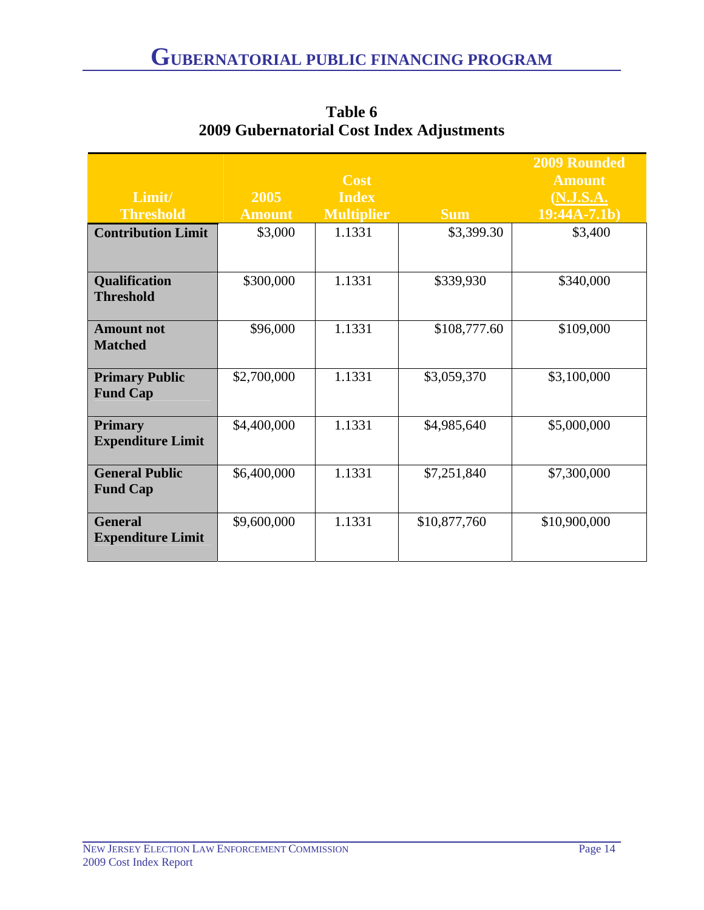**Table 6**
**2009 Gubernatorial Cost Index Adjustments**

| Limit/ Threshold | 2005 Amount | Cost Index Multiplier | Sum | 2009 Rounded Amount (N.J.S.A. 19:44A-7.1b) |
|---|---|---|---|---|
| **Contribution Limit** | $3,000 | 1.1331 | $3,399.30 | $3,400 |
| **Qualification Threshold** | $300,000 | 1.1331 | $339,930 | $340,000 |
| **Amount not Matched** | $96,000 | 1.1331 | $108,777.60 | $109,000 |
| **Primary Public Fund Cap** | $2,700,000 | 1.1331 | $3,059,370 | $3,100,000 |
| **Primary Expenditure Limit** | $4,400,000 | 1.1331 | $4,985,640 | $5,000,000 |
| **General Public Fund Cap** | $6,400,000 | 1.1331 | $7,251,840 | $7,300,000 |
| **General Expenditure Limit** | $9,600,000 | 1.1331 | $10,877,760 | $10,900,000 |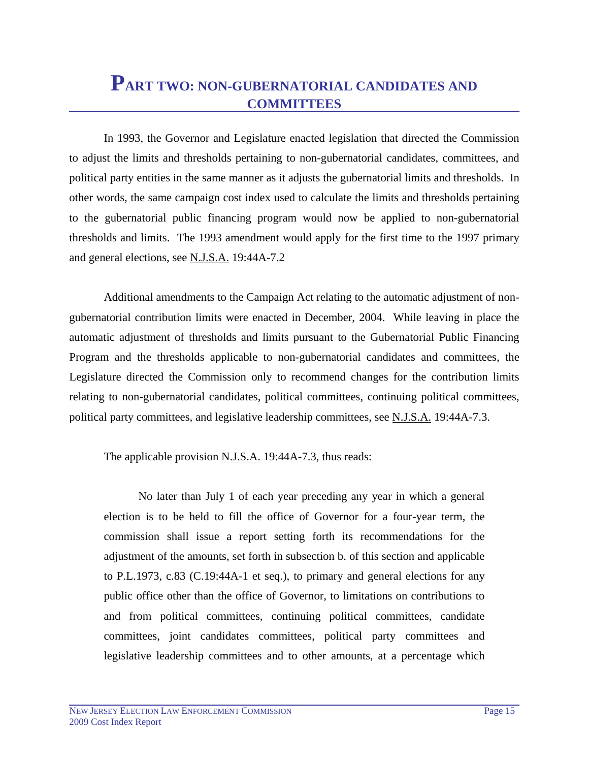# PART TWO: NON-GUBERNATORIAL CANDIDATES AND COMMITTEES

In 1993, the Governor and Legislature enacted legislation that directed the Commission to adjust the limits and thresholds pertaining to non-gubernatorial candidates, committees, and political party entities in the same manner as it adjusts the gubernatorial limits and thresholds. In other words, the same campaign cost index used to calculate the limits and thresholds pertaining to the gubernatorial public financing program would now be applied to non-gubernatorial thresholds and limits. The 1993 amendment would apply for the first time to the 1997 primary and general elections, see N.J.S.A. 19:44A-7.2

Additional amendments to the Campaign Act relating to the automatic adjustment of non-gubernatorial contribution limits were enacted in December, 2004. While leaving in place the automatic adjustment of thresholds and limits pursuant to the Gubernatorial Public Financing Program and the thresholds applicable to non-gubernatorial candidates and committees, the Legislature directed the Commission only to recommend changes for the contribution limits relating to non-gubernatorial candidates, political committees, continuing political committees, political party committees, and legislative leadership committees, see N.J.S.A. 19:44A-7.3.

The applicable provision N.J.S.A. 19:44A-7.3, thus reads:

> No later than July 1 of each year preceding any year in which a general election is to be held to fill the office of Governor for a four-year term, the commission shall issue a report setting forth its recommendations for the adjustment of the amounts, set forth in subsection b. of this section and applicable to P.L.1973, c.83 (C.19:44A-1 et seq.), to primary and general elections for any public office other than the office of Governor, to limitations on contributions to and from political committees, continuing political committees, candidate committees, joint candidates committees, political party committees and legislative leadership committees and to other amounts, at a percentage which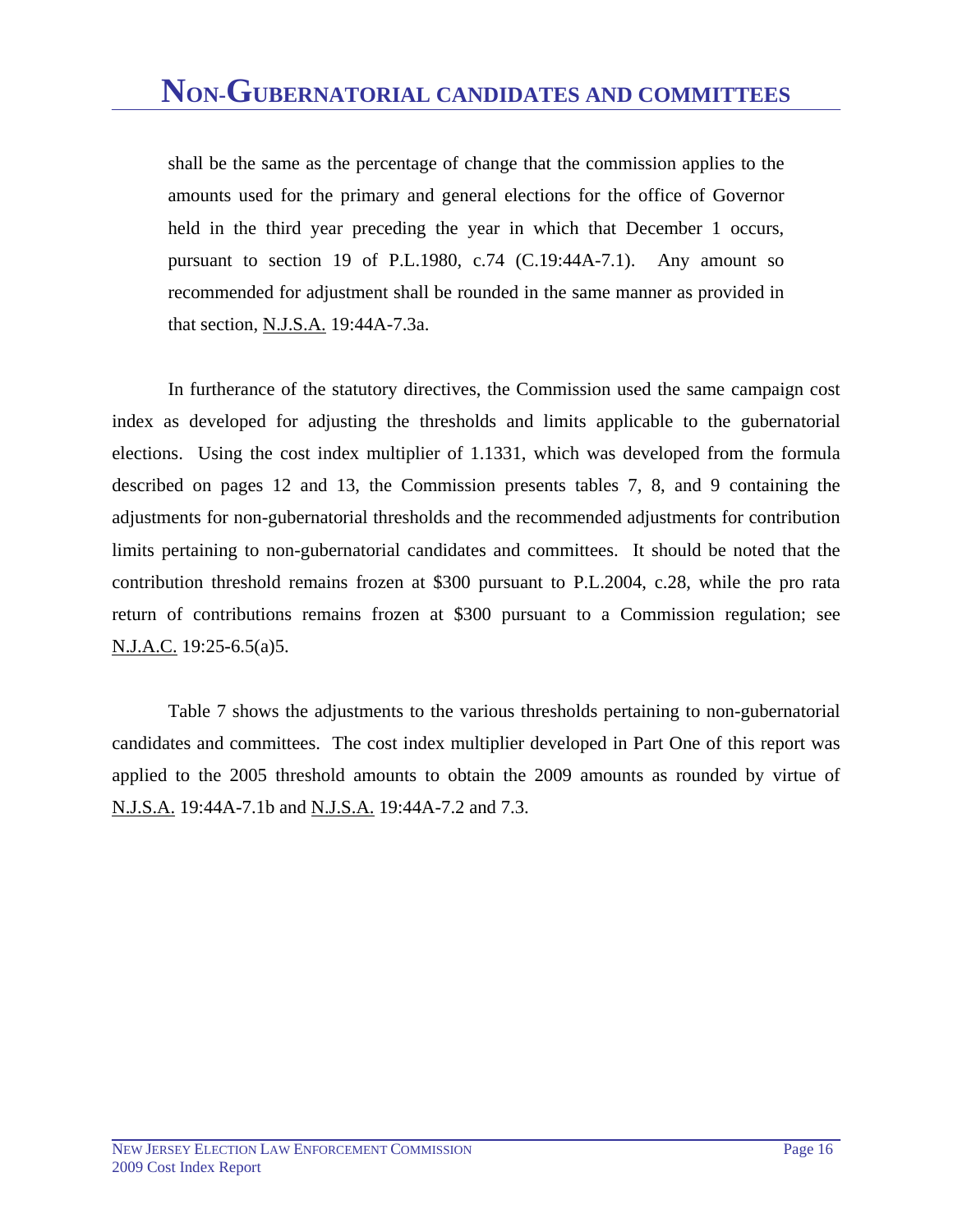# Non-Gubernatorial candidates and committees

> shall be the same as the percentage of change that the commission applies to the amounts used for the primary and general elections for the office of Governor held in the third year preceding the year in which that December 1 occurs, pursuant to section 19 of P.L.1980, c.74 (C.19:44A-7.1). Any amount so recommended for adjustment shall be rounded in the same manner as provided in that section, N.J.S.A. 19:44A-7.3a.

In furtherance of the statutory directives, the Commission used the same campaign cost index as developed for adjusting the thresholds and limits applicable to the gubernatorial elections. Using the cost index multiplier of 1.1331, which was developed from the formula described on pages 12 and 13, the Commission presents tables 7, 8, and 9 containing the adjustments for non-gubernatorial thresholds and the recommended adjustments for contribution limits pertaining to non-gubernatorial candidates and committees. It should be noted that the contribution threshold remains frozen at $300 pursuant to P.L.2004, c.28, while the pro rata return of contributions remains frozen at $300 pursuant to a Commission regulation; see N.J.A.C. 19:25-6.5(a)5.

Table 7 shows the adjustments to the various thresholds pertaining to non-gubernatorial candidates and committees. The cost index multiplier developed in Part One of this report was applied to the 2005 threshold amounts to obtain the 2009 amounts as rounded by virtue of N.J.S.A. 19:44A-7.1b and N.J.S.A. 19:44A-7.2 and 7.3.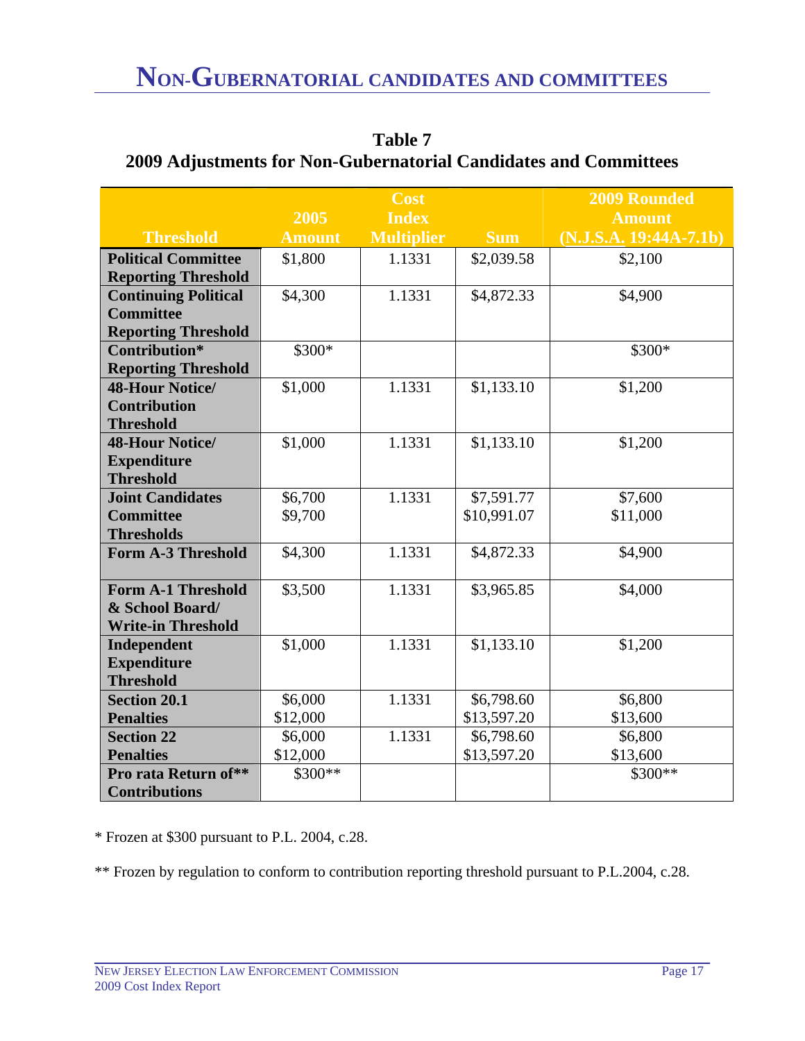# Non-Gubernatorial Candidates and Committees

**Table 7**
**2009 Adjustments for Non-Gubernatorial Candidates and Committees**

| Threshold | 2005 Amount | Cost Index Multiplier | Sum | 2009 Rounded Amount (N.J.S.A. 19:44A-7.1b) |
|---|---|---|---|---|
| **Political Committee Reporting Threshold** | $1,800 | 1.1331 | $2,039.58 | $2,100 |
| **Continuing Political Committee Reporting Threshold** | $4,300 | 1.1331 | $4,872.33 | $4,900 |
| **Contribution* Reporting Threshold** | $300* | | | $300* |
| **48-Hour Notice/ Contribution Threshold** | $1,000 | 1.1331 | $1,133.10 | $1,200 |
| **48-Hour Notice/ Expenditure Threshold** | $1,000 | 1.1331 | $1,133.10 | $1,200 |
| **Joint Candidates Committee Thresholds** | $6,700<br>$9,700 | 1.1331 | $7,591.77<br>$10,991.07 | $7,600<br>$11,000 |
| **Form A-3 Threshold** | $4,300 | 1.1331 | $4,872.33 | $4,900 |
| **Form A-1 Threshold & School Board/ Write-in Threshold** | $3,500 | 1.1331 | $3,965.85 | $4,000 |
| **Independent Expenditure Threshold** | $1,000 | 1.1331 | $1,133.10 | $1,200 |
| **Section 20.1 Penalties** | $6,000<br>$12,000 | 1.1331 | $6,798.60<br>$13,597.20 | $6,800<br>$13,600 |
| **Section 22 Penalties** | $6,000<br>$12,000 | 1.1331 | $6,798.60<br>$13,597.20 | $6,800<br>$13,600 |
| **Pro rata Return of** Contributions** | $300** | | | $300** |

* Frozen at $300 pursuant to P.L. 2004, c.28.

** Frozen by regulation to conform to contribution reporting threshold pursuant to P.L.2004, c.28.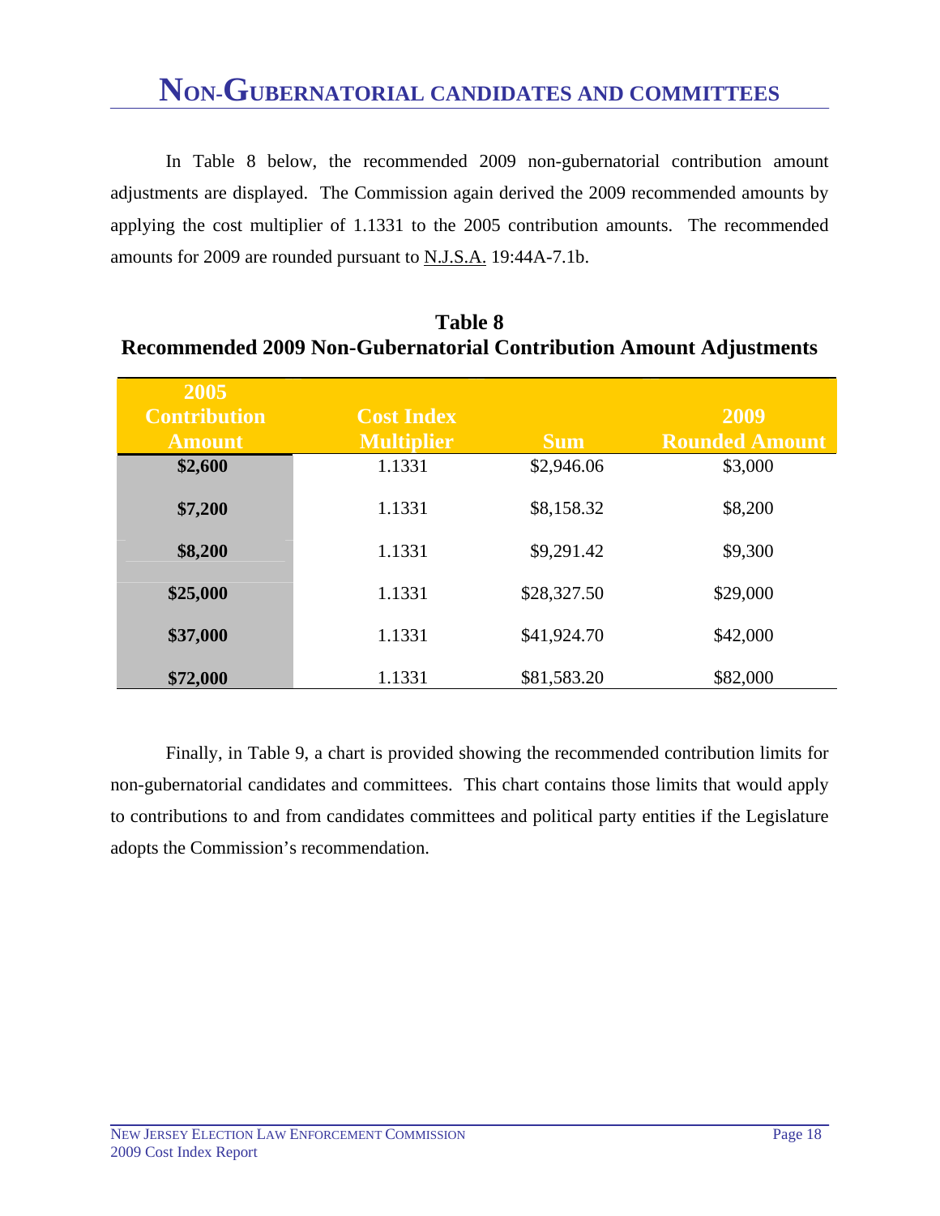# Non-Gubernatorial Candidates and Committees

In Table 8 below, the recommended 2009 non-gubernatorial contribution amount adjustments are displayed. The Commission again derived the 2009 recommended amounts by applying the cost multiplier of 1.1331 to the 2005 contribution amounts. The recommended amounts for 2009 are rounded pursuant to N.J.S.A. 19:44A-7.1b.

**Table 8**
**Recommended 2009 Non-Gubernatorial Contribution Amount Adjustments**

| 2005 Contribution Amount | Cost Index Multiplier | Sum | 2009 Rounded Amount |
|---|---|---|---|
| **$2,600** | 1.1331 | $2,946.06 | $3,000 |
| **$7,200** | 1.1331 | $8,158.32 | $8,200 |
| **$8,200** | 1.1331 | $9,291.42 | $9,300 |
| **$25,000** | 1.1331 | $28,327.50 | $29,000 |
| **$37,000** | 1.1331 | $41,924.70 | $42,000 |
| **$72,000** | 1.1331 | $81,583.20 | $82,000 |

Finally, in Table 9, a chart is provided showing the recommended contribution limits for non-gubernatorial candidates and committees. This chart contains those limits that would apply to contributions to and from candidates committees and political party entities if the Legislature adopts the Commission's recommendation.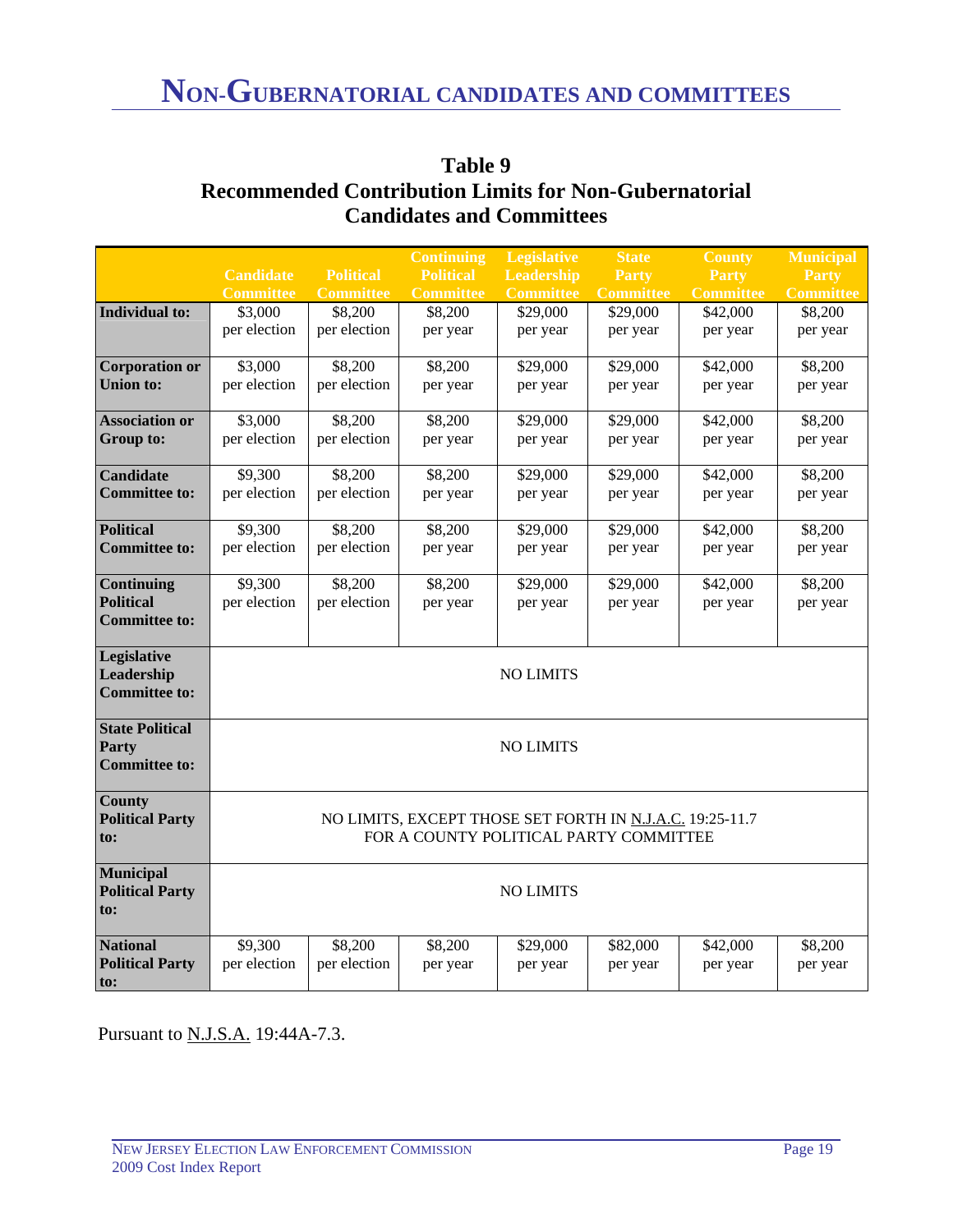# NON-GUBERNATORIAL CANDIDATES AND COMMITTEES

## Table 9
## Recommended Contribution Limits for Non-Gubernatorial Candidates and Committees

| | Candidate Committee | Political Committee | Continuing Political Committee | Legislative Leadership Committee | State Party Committee | County Party Committee | Municipal Party Committee |
|---|---|---|---|---|---|---|---|
| **Individual to:** | $3,000 per election | $8,200 per election | $8,200 per year | $29,000 per year | $29,000 per year | $42,000 per year | $8,200 per year |
| **Corporation or Union to:** | $3,000 per election | $8,200 per election | $8,200 per year | $29,000 per year | $29,000 per year | $42,000 per year | $8,200 per year |
| **Association or Group to:** | $3,000 per election | $8,200 per election | $8,200 per year | $29,000 per year | $29,000 per year | $42,000 per year | $8,200 per year |
| **Candidate Committee to:** | $9,300 per election | $8,200 per election | $8,200 per year | $29,000 per year | $29,000 per year | $42,000 per year | $8,200 per year |
| **Political Committee to:** | $9,300 per election | $8,200 per election | $8,200 per year | $29,000 per year | $29,000 per year | $42,000 per year | $8,200 per year |
| **Continuing Political Committee to:** | $9,300 per election | $8,200 per election | $8,200 per year | $29,000 per year | $29,000 per year | $42,000 per year | $8,200 per year |
| **Legislative Leadership Committee to:** | NO LIMITS | | | | | | |
| **State Political Party Committee to:** | NO LIMITS | | | | | | |
| **County Political Party to:** | NO LIMITS, EXCEPT THOSE SET FORTH IN N.J.A.C. 19:25-11.7 FOR A COUNTY POLITICAL PARTY COMMITTEE | | | | | | |
| **Municipal Political Party to:** | NO LIMITS | | | | | | |
| **National Political Party to:** | $9,300 per election | $8,200 per election | $8,200 per year | $29,000 per year | $82,000 per year | $42,000 per year | $8,200 per year |

Pursuant to N.J.S.A. 19:44A-7.3.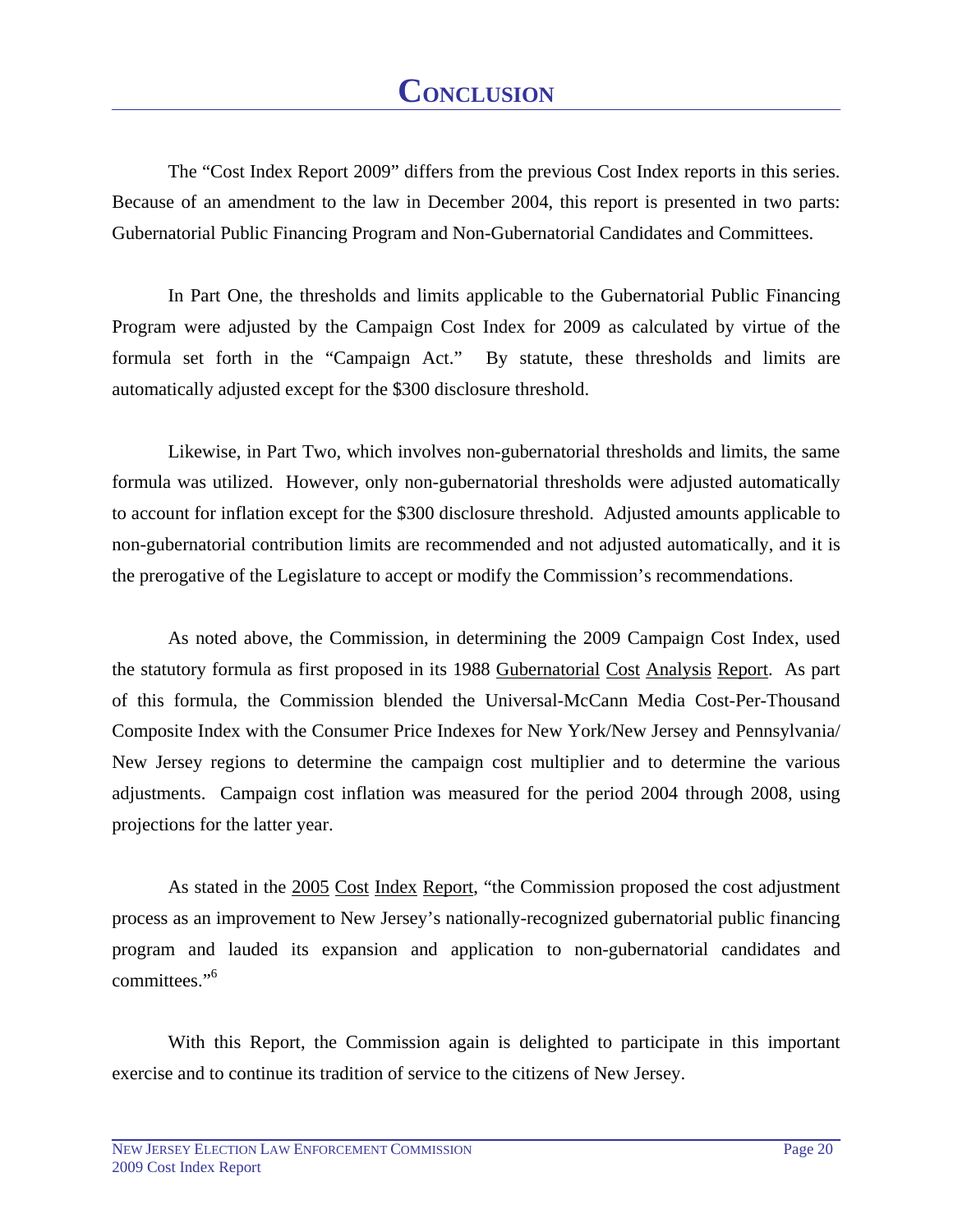# Conclusion

The "Cost Index Report 2009" differs from the previous Cost Index reports in this series. Because of an amendment to the law in December 2004, this report is presented in two parts: Gubernatorial Public Financing Program and Non-Gubernatorial Candidates and Committees.

In Part One, the thresholds and limits applicable to the Gubernatorial Public Financing Program were adjusted by the Campaign Cost Index for 2009 as calculated by virtue of the formula set forth in the "Campaign Act." By statute, these thresholds and limits are automatically adjusted except for the $300 disclosure threshold.

Likewise, in Part Two, which involves non-gubernatorial thresholds and limits, the same formula was utilized. However, only non-gubernatorial thresholds were adjusted automatically to account for inflation except for the $300 disclosure threshold. Adjusted amounts applicable to non-gubernatorial contribution limits are recommended and not adjusted automatically, and it is the prerogative of the Legislature to accept or modify the Commission's recommendations.

As noted above, the Commission, in determining the 2009 Campaign Cost Index, used the statutory formula as first proposed in its 1988 Gubernatorial Cost Analysis Report. As part of this formula, the Commission blended the Universal-McCann Media Cost-Per-Thousand Composite Index with the Consumer Price Indexes for New York/New Jersey and Pennsylvania/ New Jersey regions to determine the campaign cost multiplier and to determine the various adjustments. Campaign cost inflation was measured for the period 2004 through 2008, using projections for the latter year.

As stated in the 2005 Cost Index Report, "the Commission proposed the cost adjustment process as an improvement to New Jersey's nationally-recognized gubernatorial public financing program and lauded its expansion and application to non-gubernatorial candidates and committees."[6]

With this Report, the Commission again is delighted to participate in this important exercise and to continue its tradition of service to the citizens of New Jersey.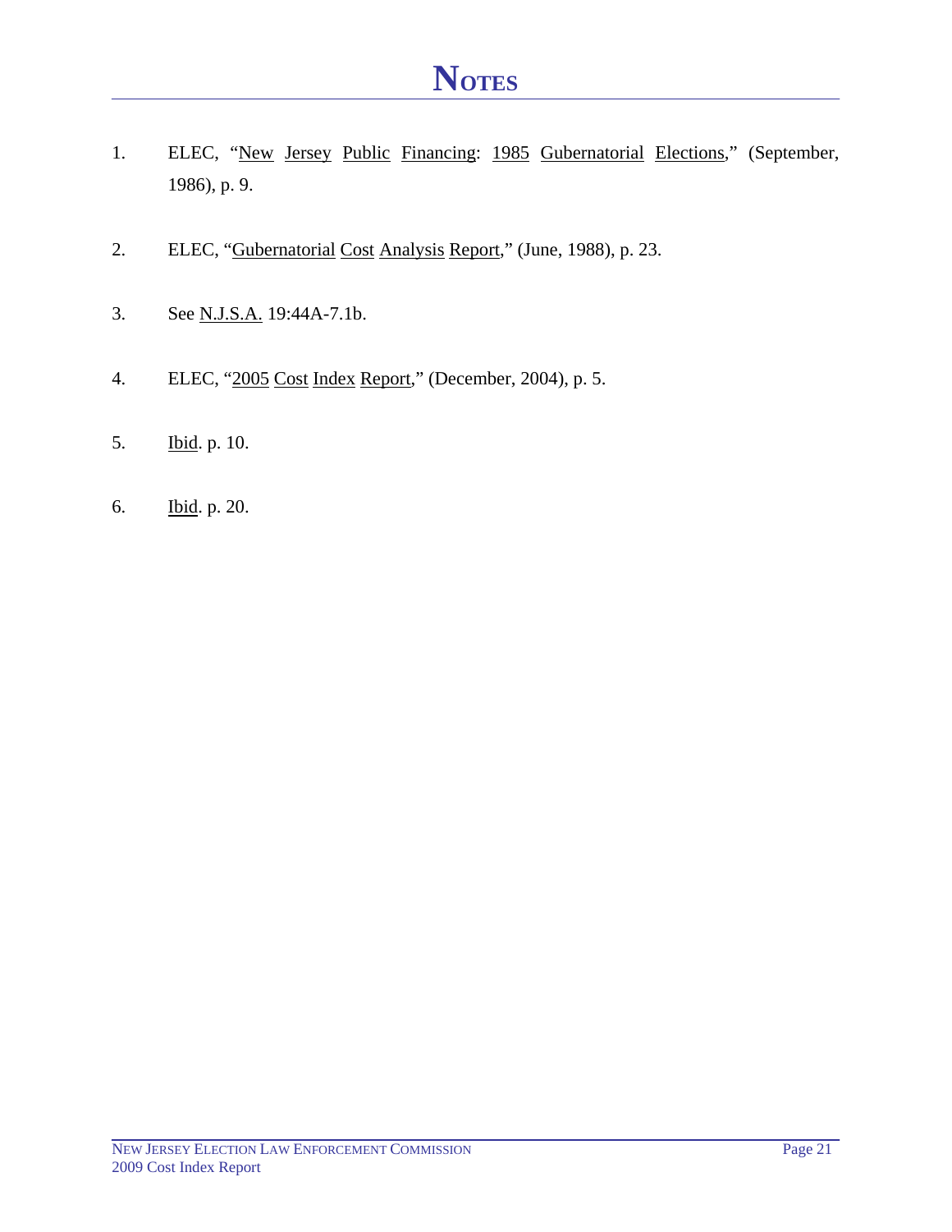# NOTES

1. ELEC, "New Jersey Public Financing: 1985 Gubernatorial Elections," (September, 1986), p. 9.

2. ELEC, "Gubernatorial Cost Analysis Report," (June, 1988), p. 23.

3. See N.J.S.A. 19:44A-7.1b.

4. ELEC, "2005 Cost Index Report," (December, 2004), p. 5.

5. Ibid. p. 10.

6. Ibid. p. 20.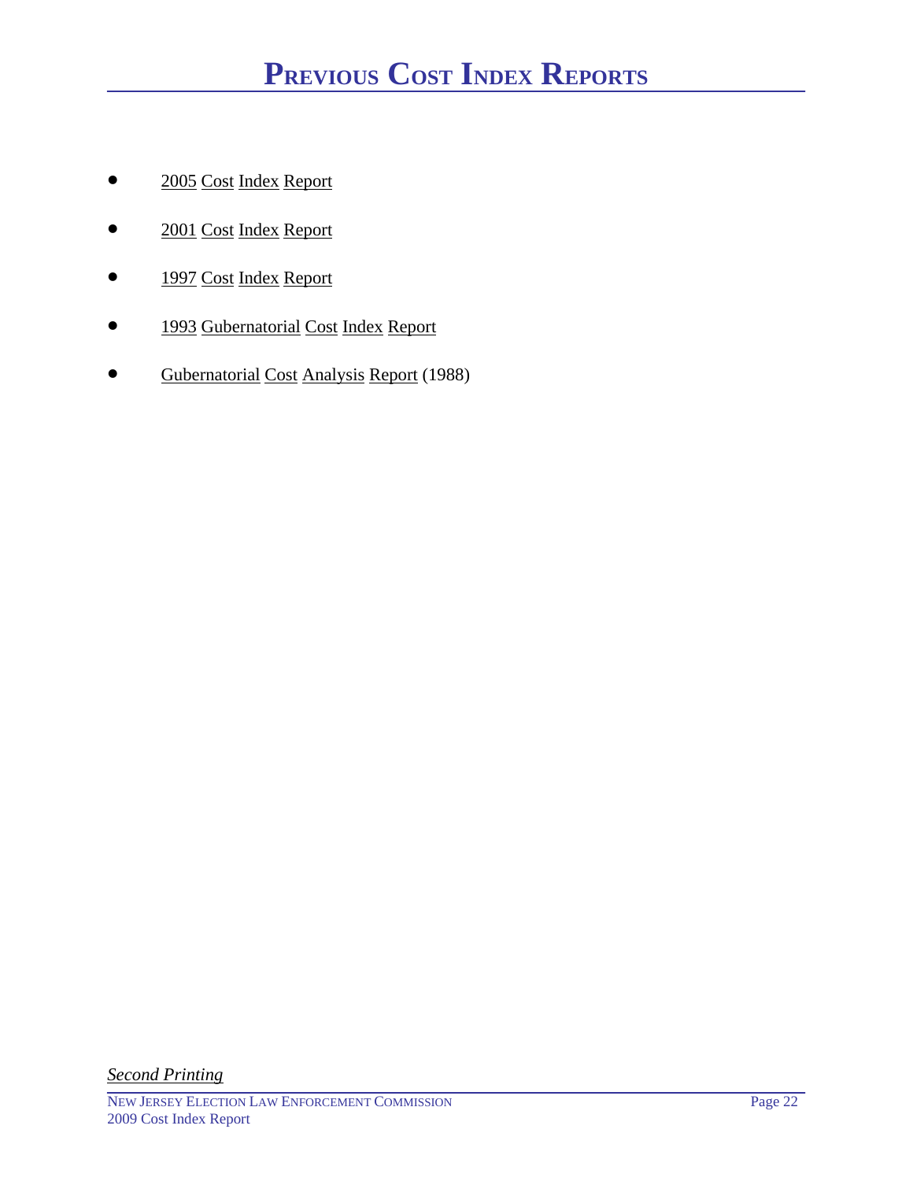# Previous Cost Index Reports

- 2005 Cost Index Report
- 2001 Cost Index Report
- 1997 Cost Index Report
- 1993 Gubernatorial Cost Index Report
- Gubernatorial Cost Analysis Report (1988)

*Second Printing*